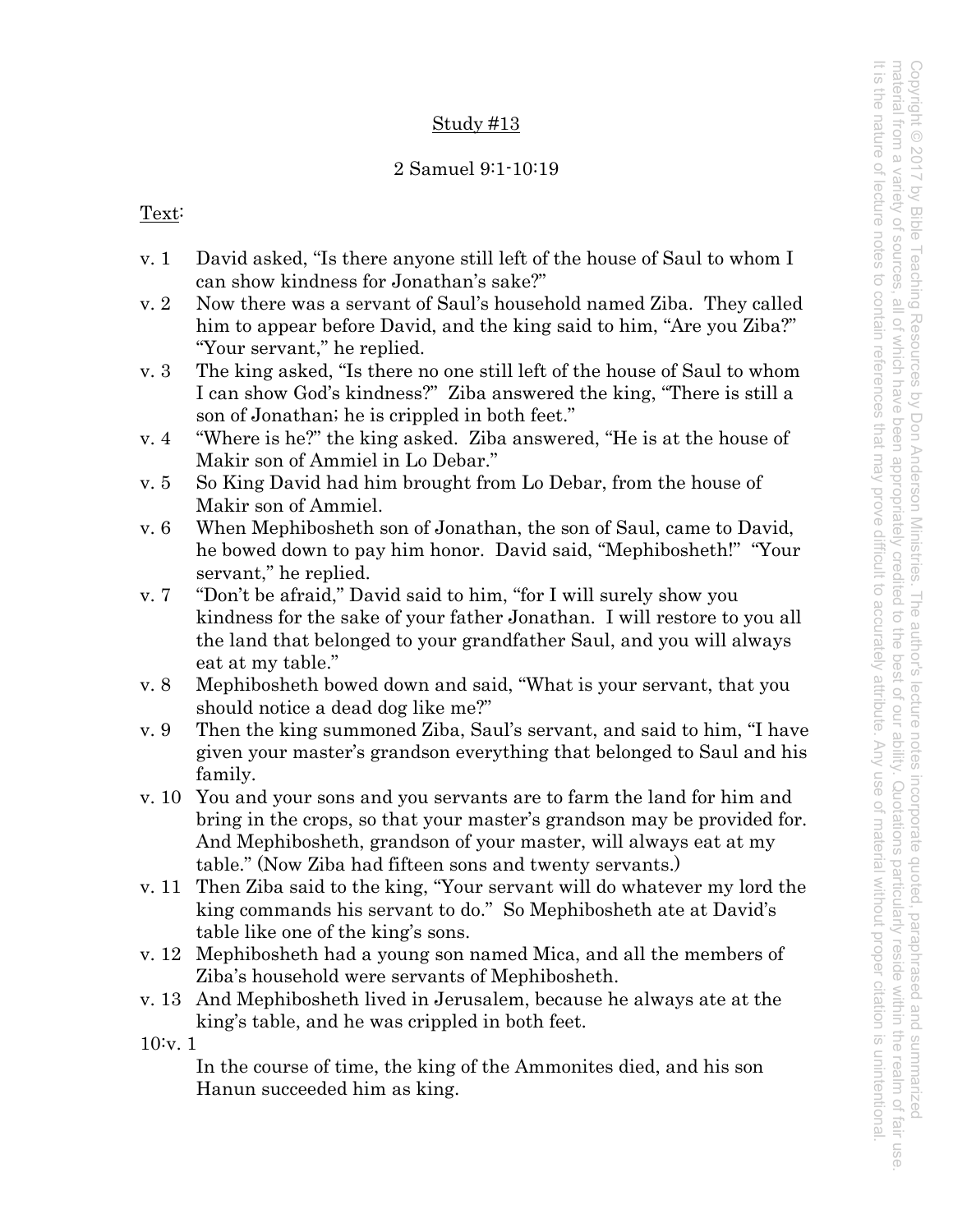Study #13

2 Samuel 9:1-10:19

Text:

v. 1 David asked, "Is there anyone still left of the house of Saul to whom I can show kindness for Jonathan's sake?"

v. 2 Now there was a servant of Saul's household named Ziba. They called him to appear before David, and the king said to him, "Are you Ziba?" "Your servant," he replied.

v. 3 The king asked, "Is there no one still left of the house of Saul to whom I can show God's kindness?" Ziba answered the king, "There is still a son of Jonathan; he is crippled in both feet."

v. 4 "Where is he?" the king asked. Ziba answered, "He is at the house of Makir son of Ammiel in Lo Debar."

v. 5 So King David had him brought from Lo Debar, from the house of Makir son of Ammiel.

v. 6 When Mephibosheth son of Jonathan, the son of Saul, came to David, he bowed down to pay him honor. David said, "Mephibosheth!" "Your servant," he replied.

v. 7 "Don't be afraid," David said to him, "for I will surely show you kindness for the sake of your father Jonathan. I will restore to you all the land that belonged to your grandfather Saul, and you will always eat at my table."

v. 8 Mephibosheth bowed down and said, "What is your servant, that you should notice a dead dog like me?"

v. 9 Then the king summoned Ziba, Saul's servant, and said to him, "I have given your master's grandson everything that belonged to Saul and his family.

v. 10 You and your sons and you servants are to farm the land for him and bring in the crops, so that your master's grandson may be provided for. And Mephibosheth, grandson of your master, will always eat at my table." (Now Ziba had fifteen sons and twenty servants.)

v. 11 Then Ziba said to the king, "Your servant will do whatever my lord the king commands his servant to do." So Mephibosheth ate at David's table like one of the king's sons.

v. 12 Mephibosheth had a young son named Mica, and all the members of Ziba's household were servants of Mephibosheth.

v. 13 And Mephibosheth lived in Jerusalem, because he always ate at the king's table, and he was crippled in both feet.

10:v. 1

In the course of time, the king of the Ammonites died, and his son Hanun succeeded him as king.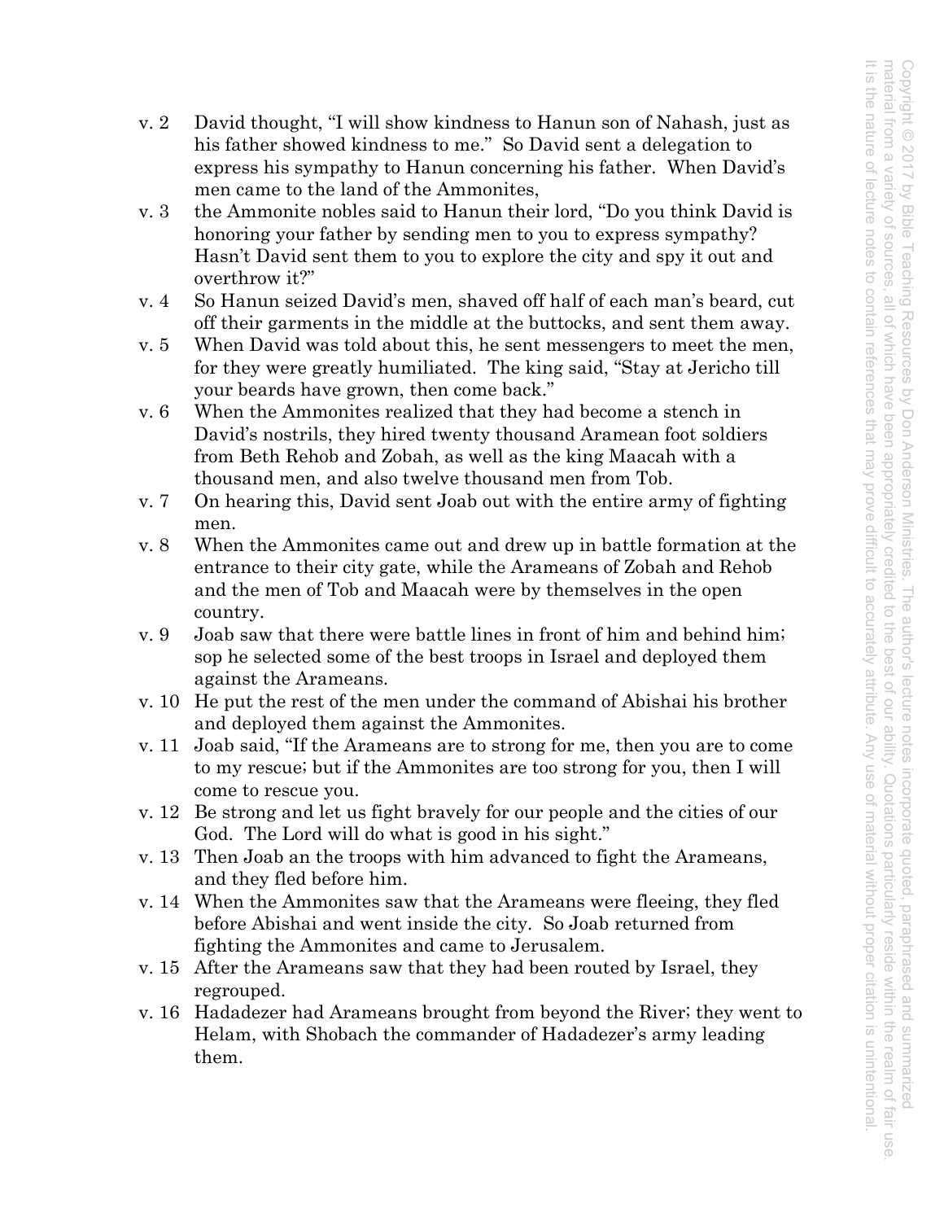v. 2 David thought, "I will show kindness to Hanun son of Nahash, just as his father showed kindness to me." So David sent a delegation to express his sympathy to Hanun concerning his father. When David's men came to the land of the Ammonites,

v. 3 the Ammonite nobles said to Hanun their lord, "Do you think David is honoring your father by sending men to you to express sympathy? Hasn't David sent them to you to explore the city and spy it out and overthrow it?"

v. 4 So Hanun seized David's men, shaved off half of each man's beard, cut off their garments in the middle at the buttocks, and sent them away.

v. 5 When David was told about this, he sent messengers to meet the men, for they were greatly humiliated. The king said, "Stay at Jericho till your beards have grown, then come back."

v. 6 When the Ammonites realized that they had become a stench in David's nostrils, they hired twenty thousand Aramean foot soldiers from Beth Rehob and Zobah, as well as the king Maacah with a thousand men, and also twelve thousand men from Tob.

v. 7 On hearing this, David sent Joab out with the entire army of fighting men.

v. 8 When the Ammonites came out and drew up in battle formation at the entrance to their city gate, while the Arameans of Zobah and Rehob and the men of Tob and Maacah were by themselves in the open country.

v. 9 Joab saw that there were battle lines in front of him and behind him; sop he selected some of the best troops in Israel and deployed them against the Arameans.

v. 10 He put the rest of the men under the command of Abishai his brother and deployed them against the Ammonites.

v. 11 Joab said, "If the Arameans are to strong for me, then you are to come to my rescue; but if the Ammonites are too strong for you, then I will come to rescue you.

v. 12 Be strong and let us fight bravely for our people and the cities of our God. The Lord will do what is good in his sight."

v. 13 Then Joab an the troops with him advanced to fight the Arameans, and they fled before him.

v. 14 When the Ammonites saw that the Arameans were fleeing, they fled before Abishai and went inside the city. So Joab returned from fighting the Ammonites and came to Jerusalem.

v. 15 After the Arameans saw that they had been routed by Israel, they regrouped.

v. 16 Hadadezer had Arameans brought from beyond the River; they went to Helam, with Shobach the commander of Hadadezer's army leading them.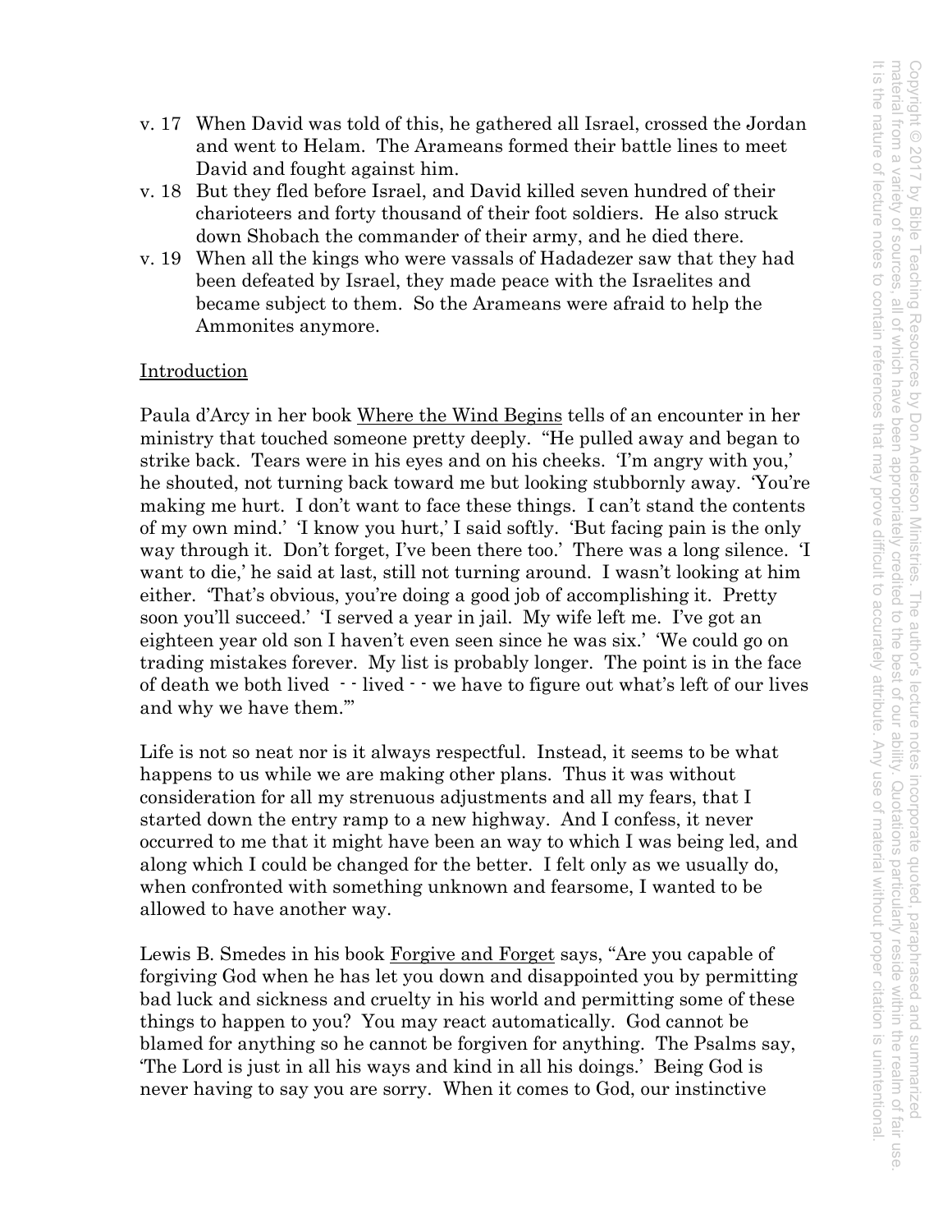v. 17 When David was told of this, he gathered all Israel, crossed the Jordan and went to Helam. The Arameans formed their battle lines to meet David and fought against him.

v. 18 But they fled before Israel, and David killed seven hundred of their charioteers and forty thousand of their foot soldiers. He also struck down Shobach the commander of their army, and he died there.

v. 19 When all the kings who were vassals of Hadadezer saw that they had been defeated by Israel, they made peace with the Israelites and became subject to them. So the Arameans were afraid to help the Ammonites anymore.

<u>Introduction</u>

Paula d'Arcy in her book <u>Where the Wind Begins</u> tells of an encounter in her ministry that touched someone pretty deeply. "He pulled away and began to strike back. Tears were in his eyes and on his cheeks. 'I'm angry with you,' he shouted, not turning back toward me but looking stubbornly away. 'You're making me hurt. I don't want to face these things. I can't stand the contents of my own mind.' 'I know you hurt,' I said softly. 'But facing pain is the only way through it. Don't forget, I've been there too.' There was a long silence. 'I want to die,' he said at last, still not turning around. I wasn't looking at him either. 'That's obvious, you're doing a good job of accomplishing it. Pretty soon you'll succeed.' 'I served a year in jail. My wife left me. I've got an eighteen year old son I haven't even seen since he was six.' 'We could go on trading mistakes forever. My list is probably longer. The point is in the face of death we both lived - - lived - - we have to figure out what's left of our lives and why we have them.'"

Life is not so neat nor is it always respectful. Instead, it seems to be what happens to us while we are making other plans. Thus it was without consideration for all my strenuous adjustments and all my fears, that I started down the entry ramp to a new highway. And I confess, it never occurred to me that it might have been an way to which I was being led, and along which I could be changed for the better. I felt only as we usually do, when confronted with something unknown and fearsome, I wanted to be allowed to have another way.

Lewis B. Smedes in his book <u>Forgive and Forget</u> says, "Are you capable of forgiving God when he has let you down and disappointed you by permitting bad luck and sickness and cruelty in his world and permitting some of these things to happen to you? You may react automatically. God cannot be blamed for anything so he cannot be forgiven for anything. The Psalms say, 'The Lord is just in all his ways and kind in all his doings.' Being God is never having to say you are sorry. When it comes to God, our instinctive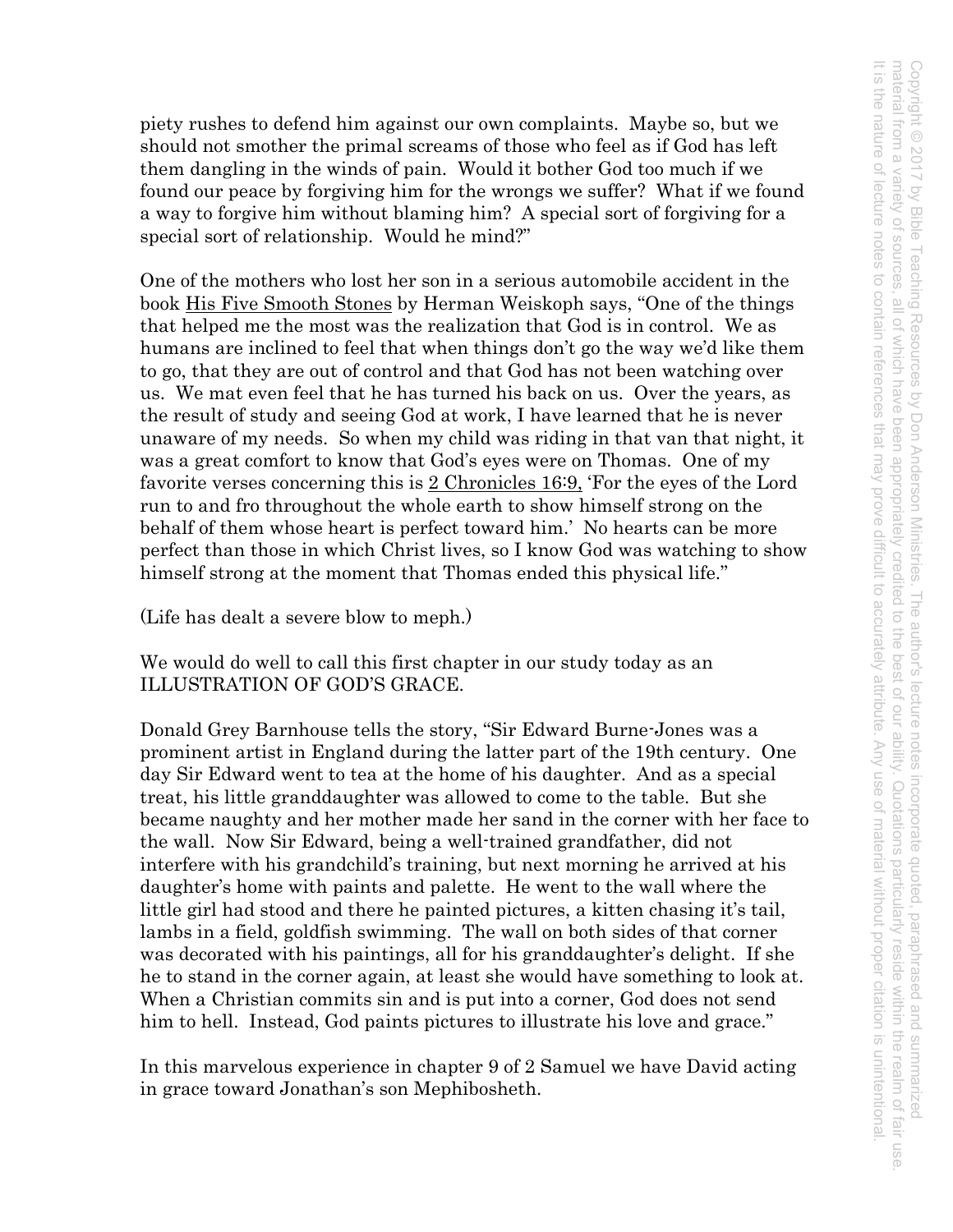piety rushes to defend him against our own complaints. Maybe so, but we should not smother the primal screams of those who feel as if God has left them dangling in the winds of pain. Would it bother God too much if we found our peace by forgiving him for the wrongs we suffer? What if we found a way to forgive him without blaming him? A special sort of forgiving for a special sort of relationship. Would he mind?"

One of the mothers who lost her son in a serious automobile accident in the book His Five Smooth Stones by Herman Weiskoph says, "One of the things that helped me the most was the realization that God is in control. We as humans are inclined to feel that when things don't go the way we'd like them to go, that they are out of control and that God has not been watching over us. We mat even feel that he has turned his back on us. Over the years, as the result of study and seeing God at work, I have learned that he is never unaware of my needs. So when my child was riding in that van that night, it was a great comfort to know that God's eyes were on Thomas. One of my favorite verses concerning this is 2 Chronicles 16:9, 'For the eyes of the Lord run to and fro throughout the whole earth to show himself strong on the behalf of them whose heart is perfect toward him.' No hearts can be more perfect than those in which Christ lives, so I know God was watching to show himself strong at the moment that Thomas ended this physical life."

(Life has dealt a severe blow to meph.)

We would do well to call this first chapter in our study today as an ILLUSTRATION OF GOD'S GRACE.

Donald Grey Barnhouse tells the story, "Sir Edward Burne-Jones was a prominent artist in England during the latter part of the 19th century. One day Sir Edward went to tea at the home of his daughter. And as a special treat, his little granddaughter was allowed to come to the table. But she became naughty and her mother made her sand in the corner with her face to the wall. Now Sir Edward, being a well-trained grandfather, did not interfere with his grandchild's training, but next morning he arrived at his daughter's home with paints and palette. He went to the wall where the little girl had stood and there he painted pictures, a kitten chasing it's tail, lambs in a field, goldfish swimming. The wall on both sides of that corner was decorated with his paintings, all for his granddaughter's delight. If she he to stand in the corner again, at least she would have something to look at. When a Christian commits sin and is put into a corner, God does not send him to hell. Instead, God paints pictures to illustrate his love and grace."

In this marvelous experience in chapter 9 of 2 Samuel we have David acting in grace toward Jonathan's son Mephibosheth.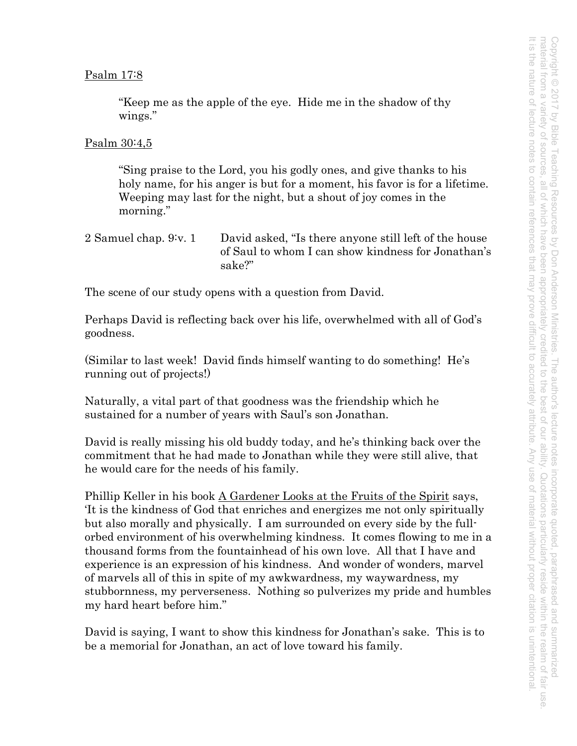Psalm 17:8

> "Keep me as the apple of the eye. Hide me in the shadow of thy wings."

Psalm 30:4,5

> "Sing praise to the Lord, you his godly ones, and give thanks to his holy name, for his anger is but for a moment, his favor is for a lifetime. Weeping may last for the night, but a shout of joy comes in the morning."

2 Samuel chap. 9:v. 1 David asked, "Is there anyone still left of the house of Saul to whom I can show kindness for Jonathan's sake?"

The scene of our study opens with a question from David.

Perhaps David is reflecting back over his life, overwhelmed with all of God's goodness.

(Similar to last week! David finds himself wanting to do something! He's running out of projects!)

Naturally, a vital part of that goodness was the friendship which he sustained for a number of years with Saul's son Jonathan.

David is really missing his old buddy today, and he's thinking back over the commitment that he had made to Jonathan while they were still alive, that he would care for the needs of his family.

Phillip Keller in his book A Gardener Looks at the Fruits of the Spirit says, 'It is the kindness of God that enriches and energizes me not only spiritually but also morally and physically. I am surrounded on every side by the full-orbed environment of his overwhelming kindness. It comes flowing to me in a thousand forms from the fountainhead of his own love. All that I have and experience is an expression of his kindness. And wonder of wonders, marvel of marvels all of this in spite of my awkwardness, my waywardness, my stubbornness, my perverseness. Nothing so pulverizes my pride and humbles my hard heart before him."

David is saying, I want to show this kindness for Jonathan's sake. This is to be a memorial for Jonathan, an act of love toward his family.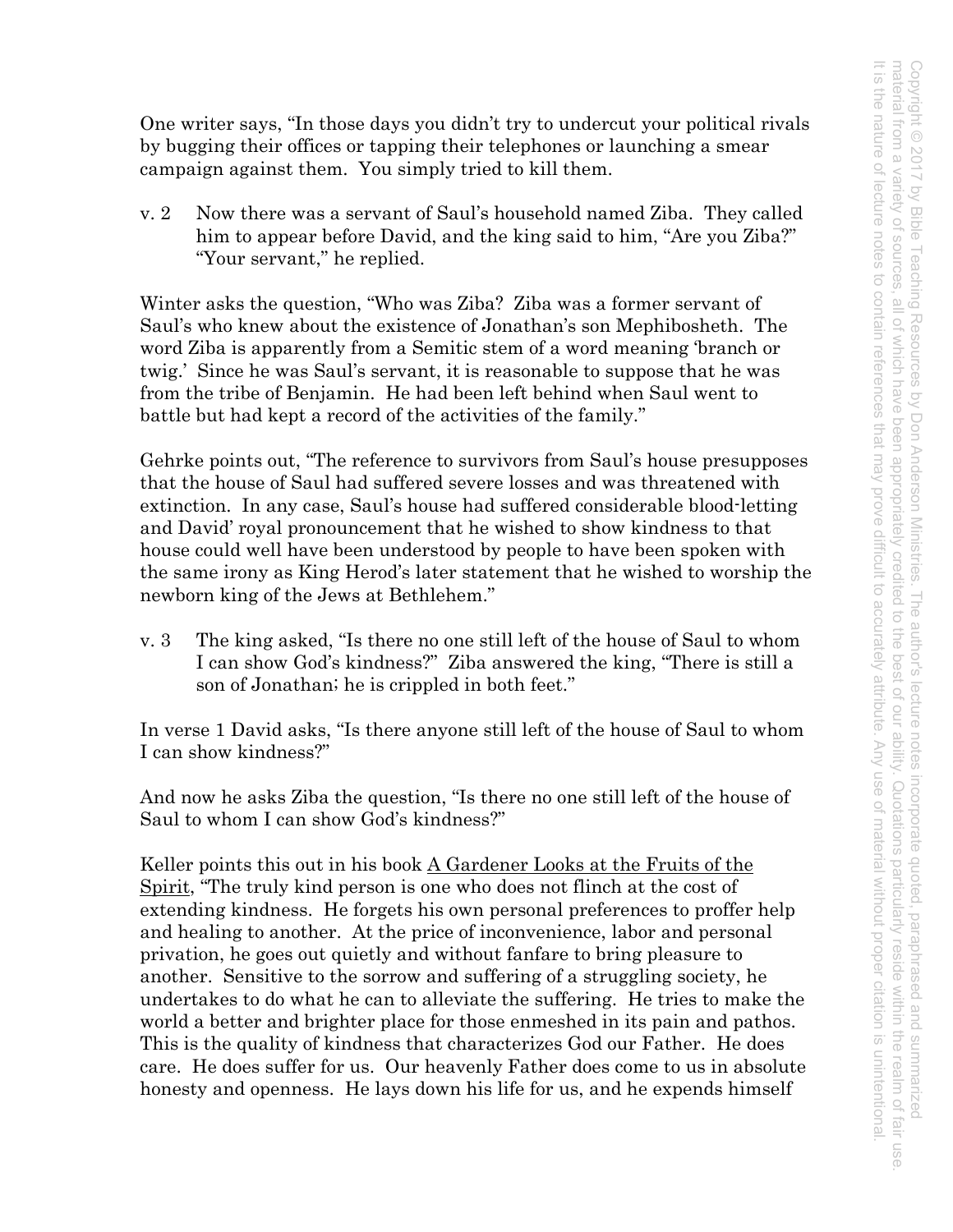One writer says, "In those days you didn't try to undercut your political rivals by bugging their offices or tapping their telephones or launching a smear campaign against them. You simply tried to kill them.

v. 2 Now there was a servant of Saul's household named Ziba. They called him to appear before David, and the king said to him, "Are you Ziba?" "Your servant," he replied.

Winter asks the question, "Who was Ziba? Ziba was a former servant of Saul's who knew about the existence of Jonathan's son Mephibosheth. The word Ziba is apparently from a Semitic stem of a word meaning 'branch or twig.' Since he was Saul's servant, it is reasonable to suppose that he was from the tribe of Benjamin. He had been left behind when Saul went to battle but had kept a record of the activities of the family."

Gehrke points out, "The reference to survivors from Saul's house presupposes that the house of Saul had suffered severe losses and was threatened with extinction. In any case, Saul's house had suffered considerable blood-letting and David' royal pronouncement that he wished to show kindness to that house could well have been understood by people to have been spoken with the same irony as King Herod's later statement that he wished to worship the newborn king of the Jews at Bethlehem."

v. 3 The king asked, "Is there no one still left of the house of Saul to whom I can show God's kindness?" Ziba answered the king, "There is still a son of Jonathan; he is crippled in both feet."

In verse 1 David asks, "Is there anyone still left of the house of Saul to whom I can show kindness?"

And now he asks Ziba the question, "Is there no one still left of the house of Saul to whom I can show God's kindness?"

Keller points this out in his book A Gardener Looks at the Fruits of the Spirit, "The truly kind person is one who does not flinch at the cost of extending kindness. He forgets his own personal preferences to proffer help and healing to another. At the price of inconvenience, labor and personal privation, he goes out quietly and without fanfare to bring pleasure to another. Sensitive to the sorrow and suffering of a struggling society, he undertakes to do what he can to alleviate the suffering. He tries to make the world a better and brighter place for those enmeshed in its pain and pathos. This is the quality of kindness that characterizes God our Father. He does care. He does suffer for us. Our heavenly Father does come to us in absolute honesty and openness. He lays down his life for us, and he expends himself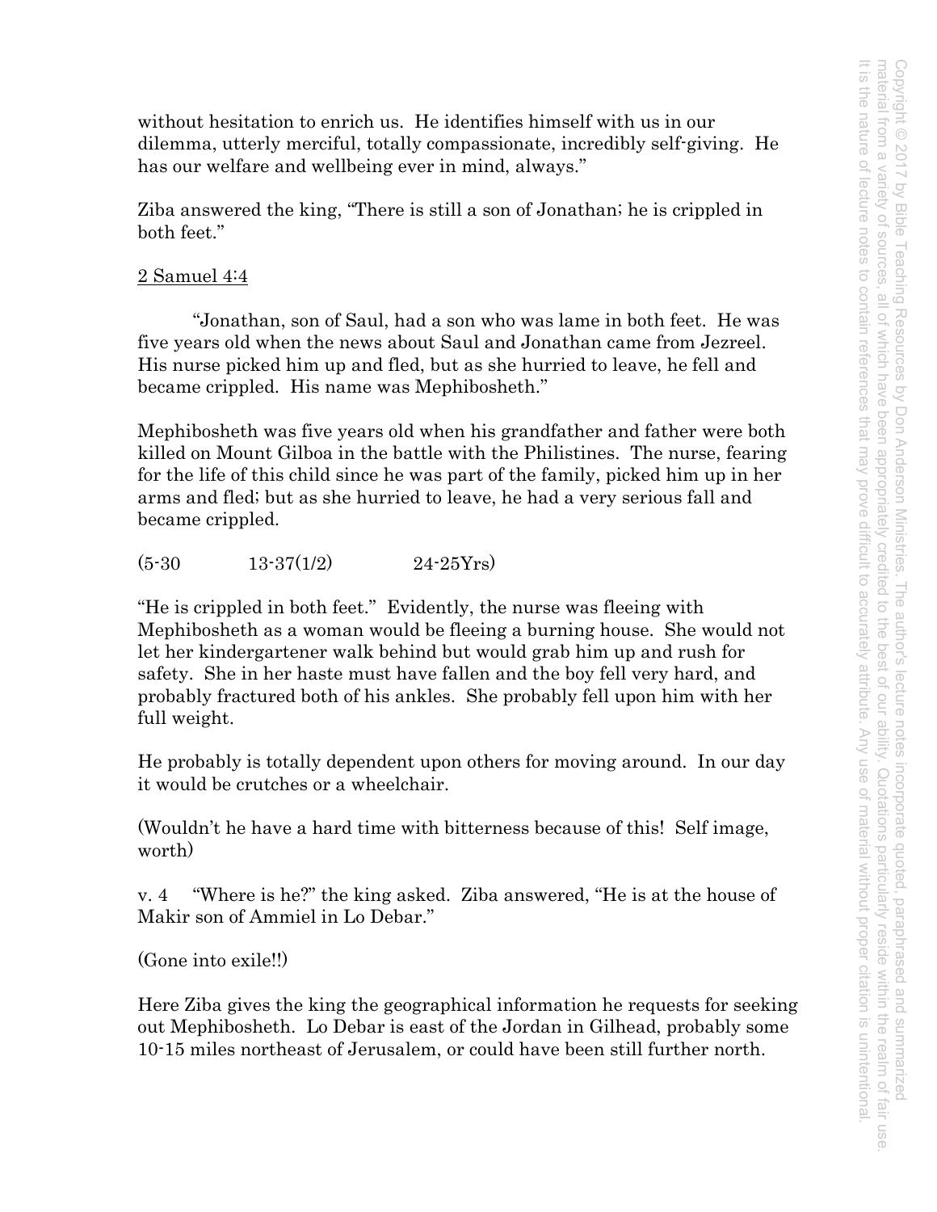without hesitation to enrich us. He identifies himself with us in our dilemma, utterly merciful, totally compassionate, incredibly self-giving. He has our welfare and wellbeing ever in mind, always."

Ziba answered the king, "There is still a son of Jonathan; he is crippled in both feet."

2 Samuel 4:4

"Jonathan, son of Saul, had a son who was lame in both feet. He was five years old when the news about Saul and Jonathan came from Jezreel. His nurse picked him up and fled, but as she hurried to leave, he fell and became crippled. His name was Mephibosheth."

Mephibosheth was five years old when his grandfather and father were both killed on Mount Gilboa in the battle with the Philistines. The nurse, fearing for the life of this child since he was part of the family, picked him up in her arms and fled; but as she hurried to leave, he had a very serious fall and became crippled.

(5-30 13-37(1/2) 24-25Yrs)

"He is crippled in both feet." Evidently, the nurse was fleeing with Mephibosheth as a woman would be fleeing a burning house. She would not let her kindergartener walk behind but would grab him up and rush for safety. She in her haste must have fallen and the boy fell very hard, and probably fractured both of his ankles. She probably fell upon him with her full weight.

He probably is totally dependent upon others for moving around. In our day it would be crutches or a wheelchair.

(Wouldn't he have a hard time with bitterness because of this! Self image, worth)

v. 4 "Where is he?" the king asked. Ziba answered, "He is at the house of Makir son of Ammiel in Lo Debar."

(Gone into exile!!)

Here Ziba gives the king the geographical information he requests for seeking out Mephibosheth. Lo Debar is east of the Jordan in Gilhead, probably some 10-15 miles northeast of Jerusalem, or could have been still further north.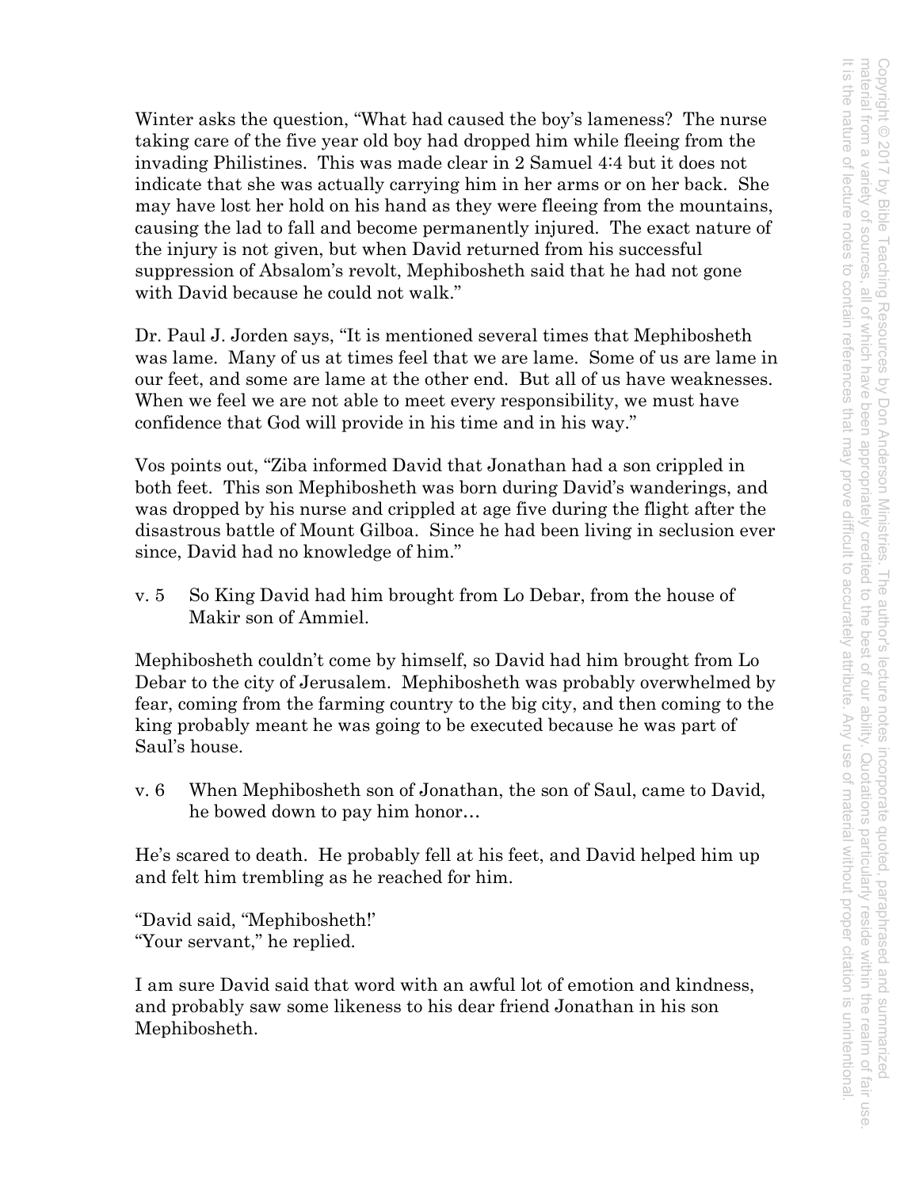Winter asks the question, "What had caused the boy's lameness? The nurse taking care of the five year old boy had dropped him while fleeing from the invading Philistines. This was made clear in 2 Samuel 4:4 but it does not indicate that she was actually carrying him in her arms or on her back. She may have lost her hold on his hand as they were fleeing from the mountains, causing the lad to fall and become permanently injured. The exact nature of the injury is not given, but when David returned from his successful suppression of Absalom's revolt, Mephibosheth said that he had not gone with David because he could not walk."

Dr. Paul J. Jorden says, "It is mentioned several times that Mephibosheth was lame. Many of us at times feel that we are lame. Some of us are lame in our feet, and some are lame at the other end. But all of us have weaknesses. When we feel we are not able to meet every responsibility, we must have confidence that God will provide in his time and in his way."

Vos points out, "Ziba informed David that Jonathan had a son crippled in both feet. This son Mephibosheth was born during David's wanderings, and was dropped by his nurse and crippled at age five during the flight after the disastrous battle of Mount Gilboa. Since he had been living in seclusion ever since, David had no knowledge of him."

v. 5 So King David had him brought from Lo Debar, from the house of Makir son of Ammiel.

Mephibosheth couldn't come by himself, so David had him brought from Lo Debar to the city of Jerusalem. Mephibosheth was probably overwhelmed by fear, coming from the farming country to the big city, and then coming to the king probably meant he was going to be executed because he was part of Saul's house.

v. 6 When Mephibosheth son of Jonathan, the son of Saul, came to David, he bowed down to pay him honor…

He's scared to death. He probably fell at his feet, and David helped him up and felt him trembling as he reached for him.

"David said, "Mephibosheth!'
"Your servant," he replied.

I am sure David said that word with an awful lot of emotion and kindness, and probably saw some likeness to his dear friend Jonathan in his son Mephibosheth.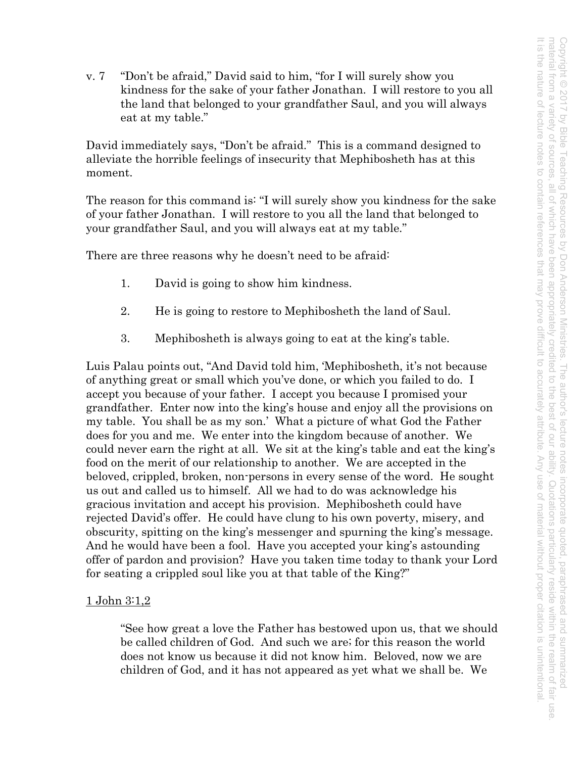v. 7 "Don't be afraid," David said to him, "for I will surely show you kindness for the sake of your father Jonathan. I will restore to you all the land that belonged to your grandfather Saul, and you will always eat at my table."

David immediately says, "Don't be afraid." This is a command designed to alleviate the horrible feelings of insecurity that Mephibosheth has at this moment.

The reason for this command is: "I will surely show you kindness for the sake of your father Jonathan. I will restore to you all the land that belonged to your grandfather Saul, and you will always eat at my table."

There are three reasons why he doesn't need to be afraid:

1. David is going to show him kindness.

2. He is going to restore to Mephibosheth the land of Saul.

3. Mephibosheth is always going to eat at the king's table.

Luis Palau points out, "And David told him, 'Mephibosheth, it's not because of anything great or small which you've done, or which you failed to do. I accept you because of your father. I accept you because I promised your grandfather. Enter now into the king's house and enjoy all the provisions on my table. You shall be as my son.' What a picture of what God the Father does for you and me. We enter into the kingdom because of another. We could never earn the right at all. We sit at the king's table and eat the king's food on the merit of our relationship to another. We are accepted in the beloved, crippled, broken, non-persons in every sense of the word. He sought us out and called us to himself. All we had to do was acknowledge his gracious invitation and accept his provision. Mephibosheth could have rejected David's offer. He could have clung to his own poverty, misery, and obscurity, spitting on the king's messenger and spurning the king's message. And he would have been a fool. Have you accepted your king's astounding offer of pardon and provision? Have you taken time today to thank your Lord for seating a crippled soul like you at that table of the King?"

<u>1 John 3:1,2</u>

> "See how great a love the Father has bestowed upon us, that we should be called children of God. And such we are; for this reason the world does not know us because it did not know him. Beloved, now we are children of God, and it has not appeared as yet what we shall be. We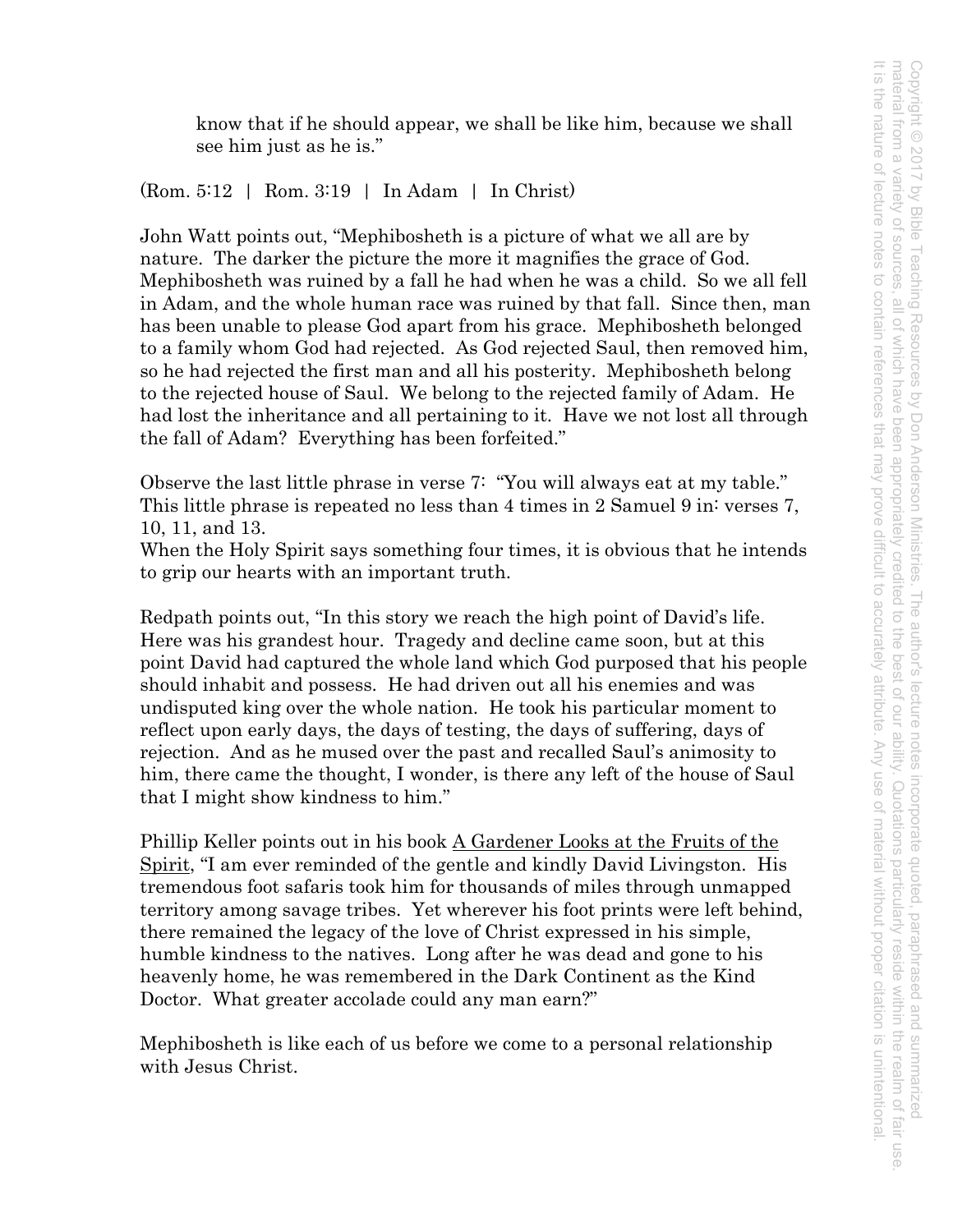know that if he should appear, we shall be like him, because we shall see him just as he is."

(Rom. 5:12 | Rom. 3:19 | In Adam | In Christ)

John Watt points out, "Mephibosheth is a picture of what we all are by nature. The darker the picture the more it magnifies the grace of God. Mephibosheth was ruined by a fall he had when he was a child. So we all fell in Adam, and the whole human race was ruined by that fall. Since then, man has been unable to please God apart from his grace. Mephibosheth belonged to a family whom God had rejected. As God rejected Saul, then removed him, so he had rejected the first man and all his posterity. Mephibosheth belong to the rejected house of Saul. We belong to the rejected family of Adam. He had lost the inheritance and all pertaining to it. Have we not lost all through the fall of Adam? Everything has been forfeited."

Observe the last little phrase in verse 7: "You will always eat at my table." This little phrase is repeated no less than 4 times in 2 Samuel 9 in: verses 7, 10, 11, and 13.
When the Holy Spirit says something four times, it is obvious that he intends to grip our hearts with an important truth.

Redpath points out, "In this story we reach the high point of David's life. Here was his grandest hour. Tragedy and decline came soon, but at this point David had captured the whole land which God purposed that his people should inhabit and possess. He had driven out all his enemies and was undisputed king over the whole nation. He took his particular moment to reflect upon early days, the days of testing, the days of suffering, days of rejection. And as he mused over the past and recalled Saul's animosity to him, there came the thought, I wonder, is there any left of the house of Saul that I might show kindness to him."

Phillip Keller points out in his book A Gardener Looks at the Fruits of the Spirit, "I am ever reminded of the gentle and kindly David Livingston. His tremendous foot safaris took him for thousands of miles through unmapped territory among savage tribes. Yet wherever his foot prints were left behind, there remained the legacy of the love of Christ expressed in his simple, humble kindness to the natives. Long after he was dead and gone to his heavenly home, he was remembered in the Dark Continent as the Kind Doctor. What greater accolade could any man earn?"

Mephibosheth is like each of us before we come to a personal relationship with Jesus Christ.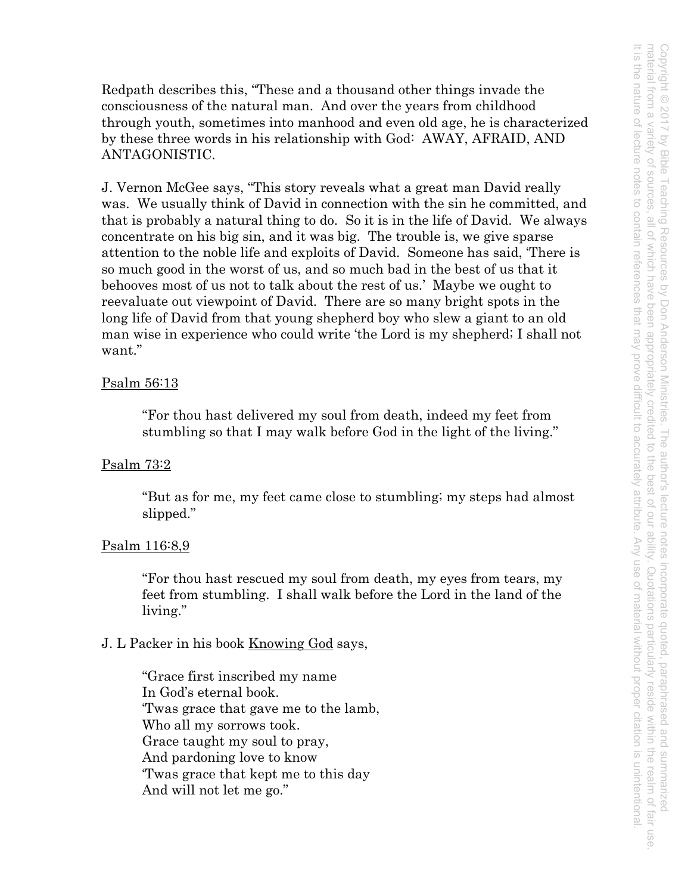Redpath describes this, "These and a thousand other things invade the consciousness of the natural man. And over the years from childhood through youth, sometimes into manhood and even old age, he is characterized by these three words in his relationship with God: AWAY, AFRAID, AND ANTAGONISTIC.

J. Vernon McGee says, "This story reveals what a great man David really was. We usually think of David in connection with the sin he committed, and that is probably a natural thing to do. So it is in the life of David. We always concentrate on his big sin, and it was big. The trouble is, we give sparse attention to the noble life and exploits of David. Someone has said, 'There is so much good in the worst of us, and so much bad in the best of us that it behooves most of us not to talk about the rest of us.' Maybe we ought to reevaluate out viewpoint of David. There are so many bright spots in the long life of David from that young shepherd boy who slew a giant to an old man wise in experience who could write 'the Lord is my shepherd; I shall not want."

<u>Psalm 56:13</u>

> "For thou hast delivered my soul from death, indeed my feet from stumbling so that I may walk before God in the light of the living."

<u>Psalm 73:2</u>

> "But as for me, my feet came close to stumbling; my steps had almost slipped."

<u>Psalm 116:8,9</u>

> "For thou hast rescued my soul from death, my eyes from tears, my feet from stumbling. I shall walk before the Lord in the land of the living."

J. L Packer in his book <u>Knowing God</u> says,

> "Grace first inscribed my name
> In God's eternal book.
> 'Twas grace that gave me to the lamb,
> Who all my sorrows took.
> Grace taught my soul to pray,
> And pardoning love to know
> 'Twas grace that kept me to this day
> And will not let me go."

Copyright © 2017 by Bible Teaching Resources by Don Anderson Ministries. The author's lecture notes incorporate quoted, paraphrased and summarized material from a variety of sources, all of which have been appropriately credited to the best of our ability. Quotations particularly reside within the realm of fair use. It is the nature of lecture notes to contain references that may prove difficult to accurately attribute. Any use of material without proper citation is unintentional.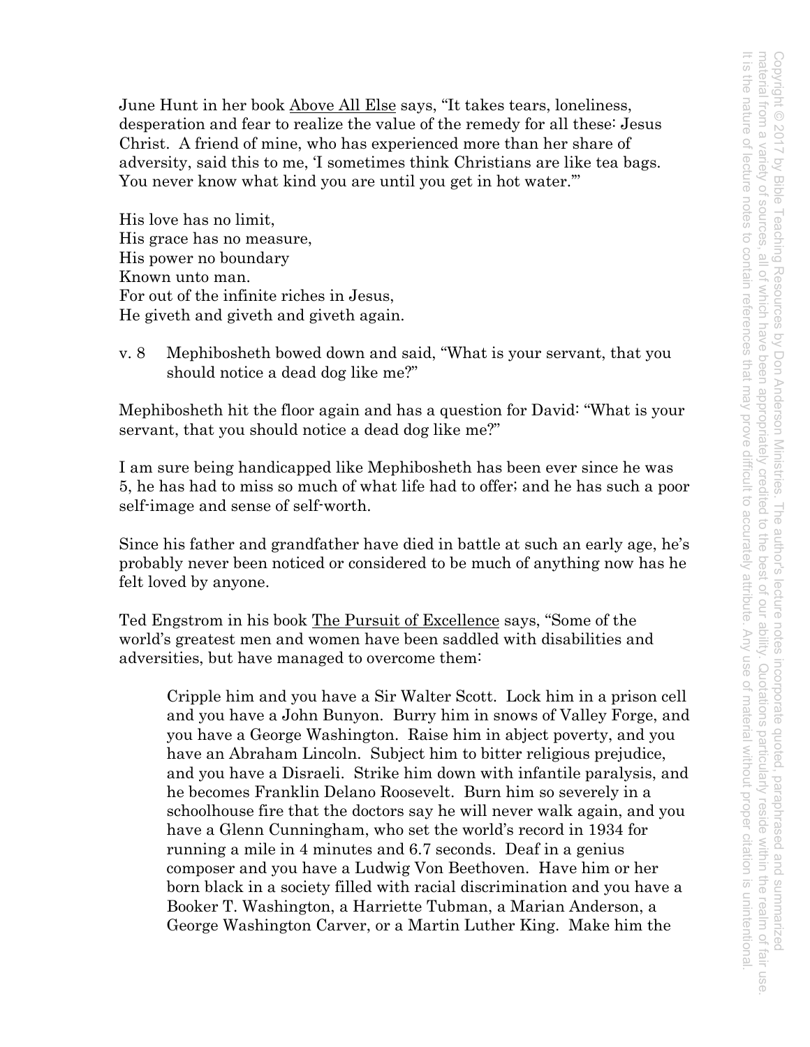June Hunt in her book Above All Else says, "It takes tears, loneliness, desperation and fear to realize the value of the remedy for all these: Jesus Christ. A friend of mine, who has experienced more than her share of adversity, said this to me, 'I sometimes think Christians are like tea bags. You never know what kind you are until you get in hot water.'"

His love has no limit,
His grace has no measure,
His power no boundary
Known unto man.
For out of the infinite riches in Jesus,
He giveth and giveth and giveth again.

v. 8 Mephibosheth bowed down and said, "What is your servant, that you should notice a dead dog like me?"

Mephibosheth hit the floor again and has a question for David: "What is your servant, that you should notice a dead dog like me?"

I am sure being handicapped like Mephibosheth has been ever since he was 5, he has had to miss so much of what life had to offer; and he has such a poor self-image and sense of self-worth.

Since his father and grandfather have died in battle at such an early age, he's probably never been noticed or considered to be much of anything now has he felt loved by anyone.

Ted Engstrom in his book The Pursuit of Excellence says, "Some of the world's greatest men and women have been saddled with disabilities and adversities, but have managed to overcome them:

> Cripple him and you have a Sir Walter Scott. Lock him in a prison cell and you have a John Bunyon. Burry him in snows of Valley Forge, and you have a George Washington. Raise him in abject poverty, and you have an Abraham Lincoln. Subject him to bitter religious prejudice, and you have a Disraeli. Strike him down with infantile paralysis, and he becomes Franklin Delano Roosevelt. Burn him so severely in a schoolhouse fire that the doctors say he will never walk again, and you have a Glenn Cunningham, who set the world's record in 1934 for running a mile in 4 minutes and 6.7 seconds. Deaf in a genius composer and you have a Ludwig Von Beethoven. Have him or her born black in a society filled with racial discrimination and you have a Booker T. Washington, a Harriette Tubman, a Marian Anderson, a George Washington Carver, or a Martin Luther King. Make him the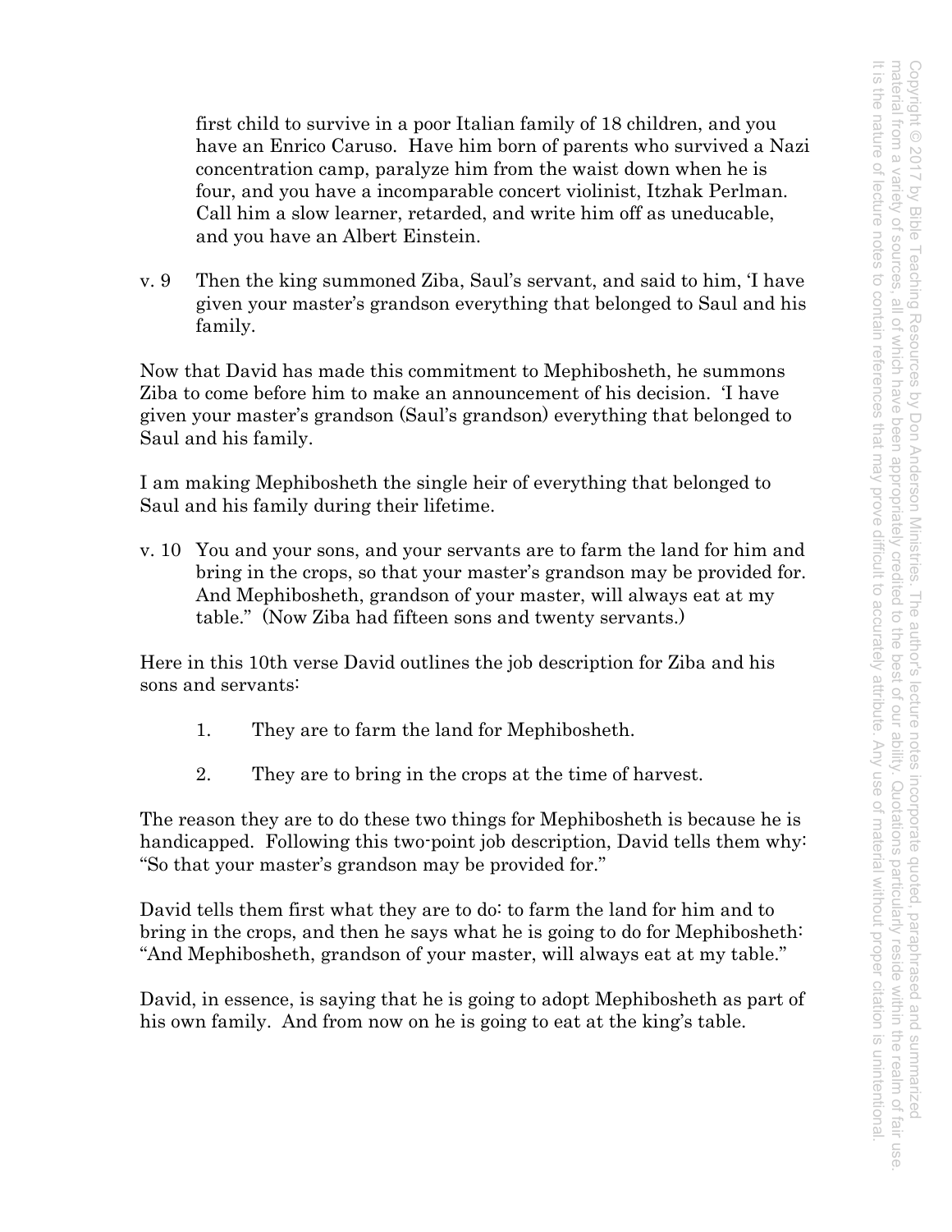first child to survive in a poor Italian family of 18 children, and you have an Enrico Caruso. Have him born of parents who survived a Nazi concentration camp, paralyze him from the waist down when he is four, and you have a incomparable concert violinist, Itzhak Perlman. Call him a slow learner, retarded, and write him off as uneducable, and you have an Albert Einstein.

v. 9 Then the king summoned Ziba, Saul's servant, and said to him, 'I have given your master's grandson everything that belonged to Saul and his family.

Now that David has made this commitment to Mephibosheth, he summons Ziba to come before him to make an announcement of his decision. 'I have given your master's grandson (Saul's grandson) everything that belonged to Saul and his family.

I am making Mephibosheth the single heir of everything that belonged to Saul and his family during their lifetime.

v. 10 You and your sons, and your servants are to farm the land for him and bring in the crops, so that your master's grandson may be provided for. And Mephibosheth, grandson of your master, will always eat at my table." (Now Ziba had fifteen sons and twenty servants.)

Here in this 10th verse David outlines the job description for Ziba and his sons and servants:

1. They are to farm the land for Mephibosheth.

2. They are to bring in the crops at the time of harvest.

The reason they are to do these two things for Mephibosheth is because he is handicapped. Following this two-point job description, David tells them why: "So that your master's grandson may be provided for."

David tells them first what they are to do: to farm the land for him and to bring in the crops, and then he says what he is going to do for Mephibosheth: "And Mephibosheth, grandson of your master, will always eat at my table."

David, in essence, is saying that he is going to adopt Mephibosheth as part of his own family. And from now on he is going to eat at the king's table.

Copyright © 2017 by Bible Teaching Resources by Don Anderson Ministries. The author's lecture notes incorporate quoted, paraphrased and summarized material from a variety of sources, all of which have been appropriately credited to the best of our ability. Quotations particularly reside within the realm of fair use. It is the nature of lecture notes to contain references that may prove difficult to accurately attribute. Any use of material without proper citation is unintentional.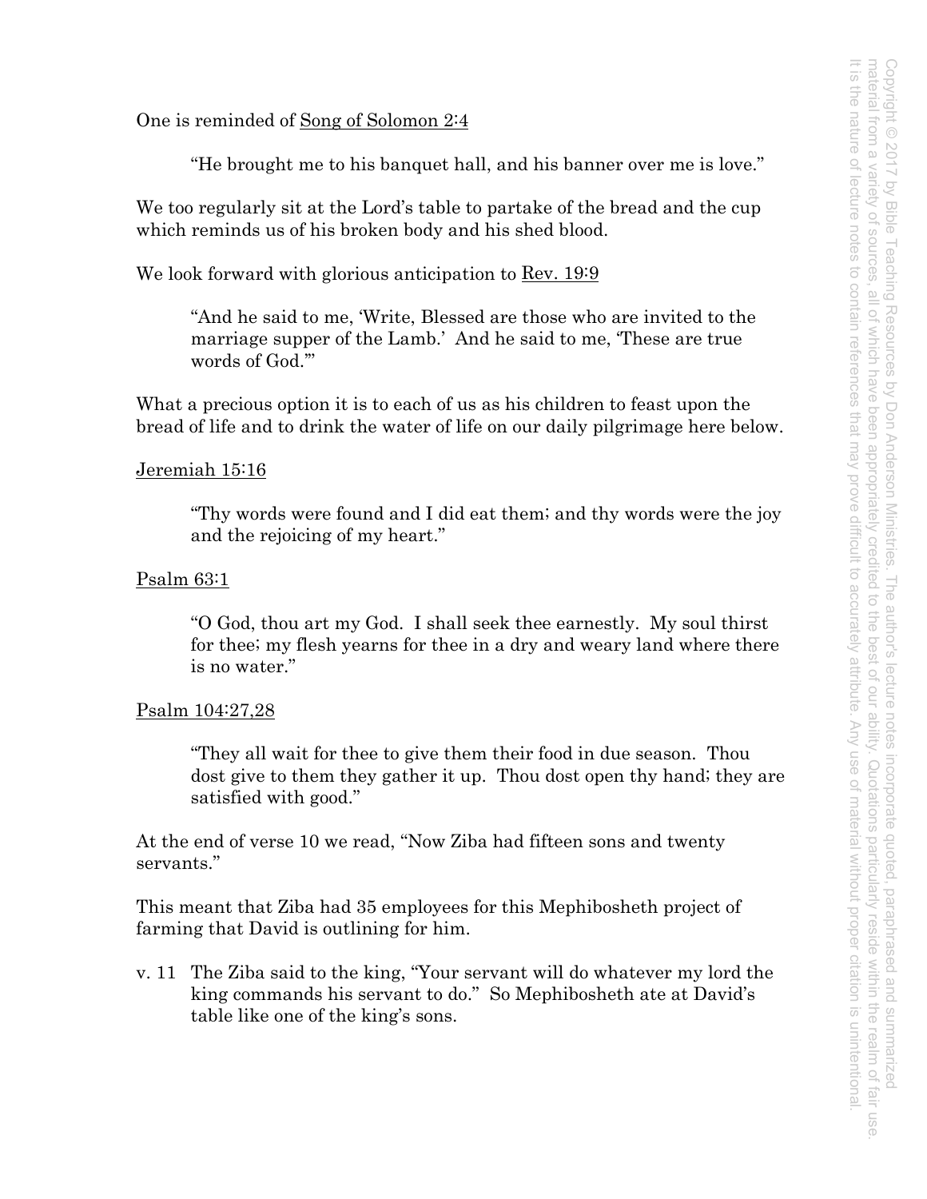One is reminded of <u>Song of Solomon 2:4</u>

> "He brought me to his banquet hall, and his banner over me is love."

We too regularly sit at the Lord's table to partake of the bread and the cup which reminds us of his broken body and his shed blood.

We look forward with glorious anticipation to <u>Rev. 19:9</u>

> "And he said to me, 'Write, Blessed are those who are invited to the marriage supper of the Lamb.' And he said to me, 'These are true words of God.'"

What a precious option it is to each of us as his children to feast upon the bread of life and to drink the water of life on our daily pilgrimage here below.

<u>Jeremiah 15:16</u>

> "Thy words were found and I did eat them; and thy words were the joy and the rejoicing of my heart."

<u>Psalm 63:1</u>

> "O God, thou art my God. I shall seek thee earnestly. My soul thirst for thee; my flesh yearns for thee in a dry and weary land where there is no water."

<u>Psalm 104:27,28</u>

> "They all wait for thee to give them their food in due season. Thou dost give to them they gather it up. Thou dost open thy hand; they are satisfied with good."

At the end of verse 10 we read, "Now Ziba had fifteen sons and twenty servants."

This meant that Ziba had 35 employees for this Mephibosheth project of farming that David is outlining for him.

v. 11 The Ziba said to the king, "Your servant will do whatever my lord the king commands his servant to do." So Mephibosheth ate at David's table like one of the king's sons.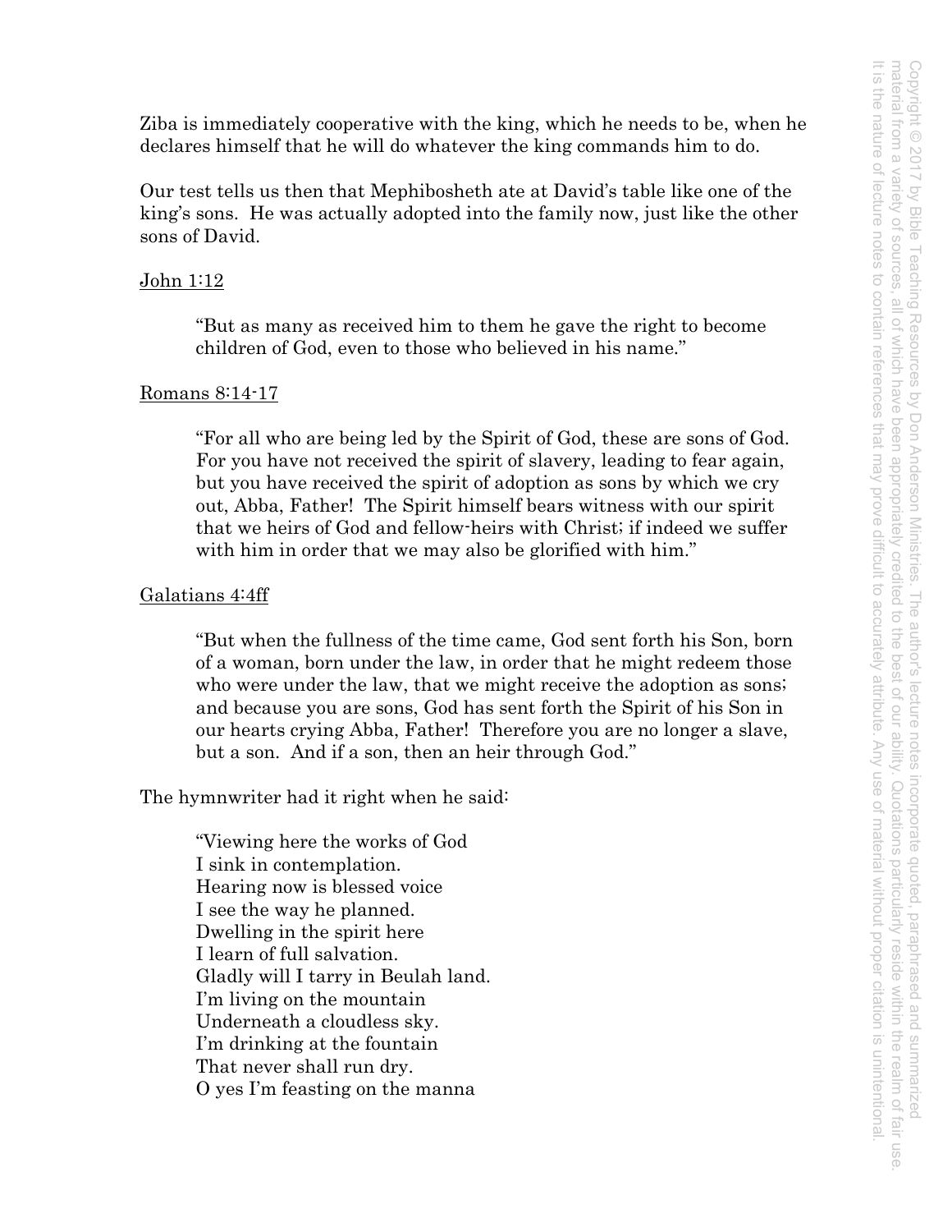Ziba is immediately cooperative with the king, which he needs to be, when he declares himself that he will do whatever the king commands him to do.

Our test tells us then that Mephibosheth ate at David's table like one of the king's sons. He was actually adopted into the family now, just like the other sons of David.

<u>John 1:12</u>

> "But as many as received him to them he gave the right to become children of God, even to those who believed in his name."

<u>Romans 8:14-17</u>

> "For all who are being led by the Spirit of God, these are sons of God. For you have not received the spirit of slavery, leading to fear again, but you have received the spirit of adoption as sons by which we cry out, Abba, Father! The Spirit himself bears witness with our spirit that we heirs of God and fellow-heirs with Christ; if indeed we suffer with him in order that we may also be glorified with him."

<u>Galatians 4:4ff</u>

> "But when the fullness of the time came, God sent forth his Son, born of a woman, born under the law, in order that he might redeem those who were under the law, that we might receive the adoption as sons; and because you are sons, God has sent forth the Spirit of his Son in our hearts crying Abba, Father! Therefore you are no longer a slave, but a son. And if a son, then an heir through God."

The hymnwriter had it right when he said:

> "Viewing here the works of God
> I sink in contemplation.
> Hearing now is blessed voice
> I see the way he planned.
> Dwelling in the spirit here
> I learn of full salvation.
> Gladly will I tarry in Beulah land.
> I'm living on the mountain
> Underneath a cloudless sky.
> I'm drinking at the fountain
> That never shall run dry.
> O yes I'm feasting on the manna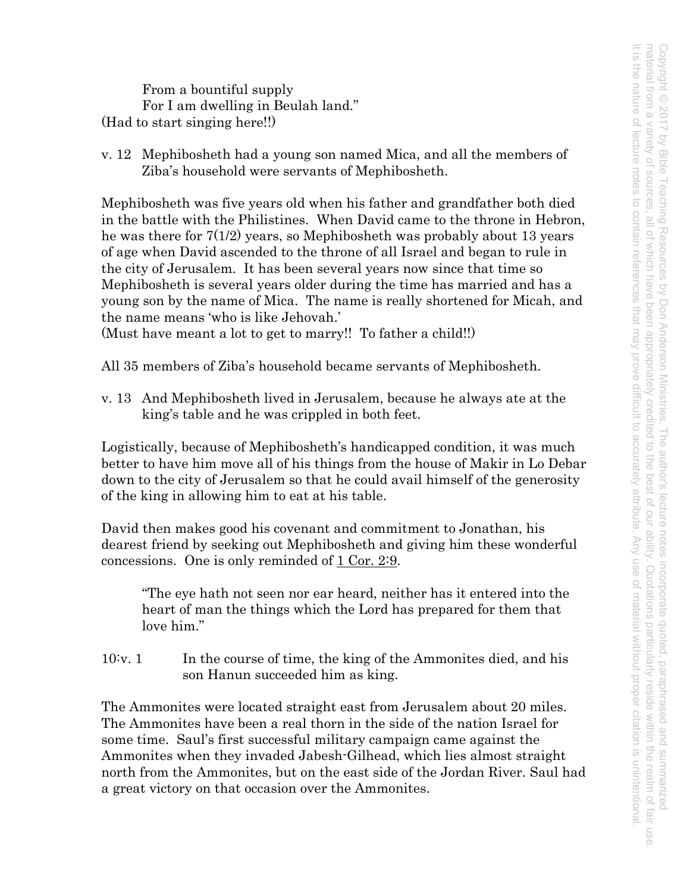From a bountiful supply
For I am dwelling in Beulah land."

(Had to start singing here!!)

v. 12 Mephibosheth had a young son named Mica, and all the members of Ziba's household were servants of Mephibosheth.

Mephibosheth was five years old when his father and grandfather both died in the battle with the Philistines. When David came to the throne in Hebron, he was there for 7(1/2) years, so Mephibosheth was probably about 13 years of age when David ascended to the throne of all Israel and began to rule in the city of Jerusalem. It has been several years now since that time so Mephibosheth is several years older during the time has married and has a young son by the name of Mica. The name is really shortened for Micah, and the name means 'who is like Jehovah.'

(Must have meant a lot to get to marry!! To father a child!!)

All 35 members of Ziba's household became servants of Mephibosheth.

v. 13 And Mephibosheth lived in Jerusalem, because he always ate at the king's table and he was crippled in both feet.

Logistically, because of Mephibosheth's handicapped condition, it was much better to have him move all of his things from the house of Makir in Lo Debar down to the city of Jerusalem so that he could avail himself of the generosity of the king in allowing him to eat at his table.

David then makes good his covenant and commitment to Jonathan, his dearest friend by seeking out Mephibosheth and giving him these wonderful concessions. One is only reminded of 1 Cor. 2:9.

> "The eye hath not seen nor ear heard, neither has it entered into the heart of man the things which the Lord has prepared for them that love him."

10:v. 1 In the course of time, the king of the Ammonites died, and his son Hanun succeeded him as king.

The Ammonites were located straight east from Jerusalem about 20 miles. The Ammonites have been a real thorn in the side of the nation Israel for some time. Saul's first successful military campaign came against the Ammonites when they invaded Jabesh-Gilhead, which lies almost straight north from the Ammonites, but on the east side of the Jordan River. Saul had a great victory on that occasion over the Ammonites.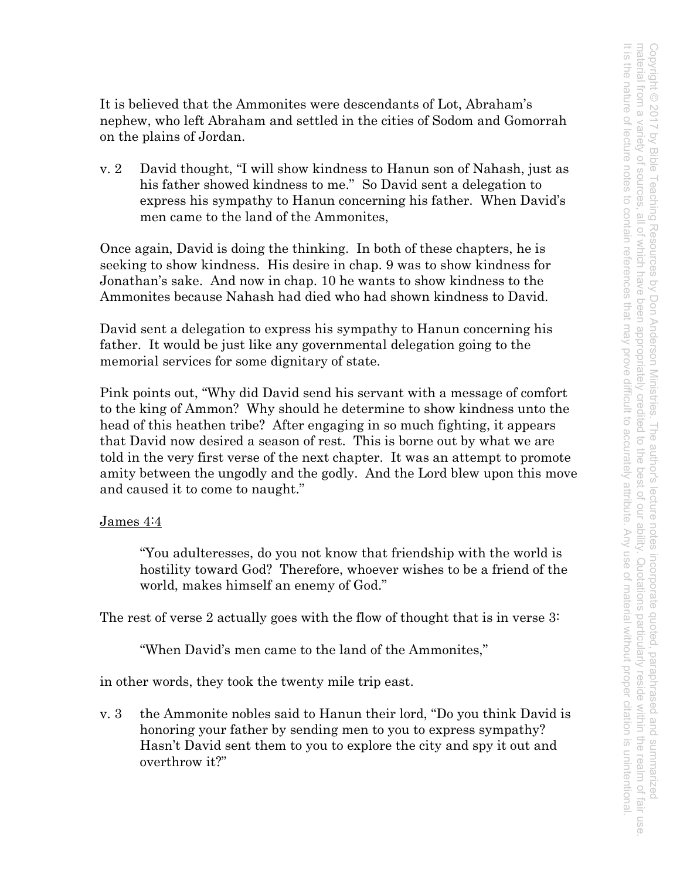It is believed that the Ammonites were descendants of Lot, Abraham's nephew, who left Abraham and settled in the cities of Sodom and Gomorrah on the plains of Jordan.

v. 2 David thought, "I will show kindness to Hanun son of Nahash, just as his father showed kindness to me." So David sent a delegation to express his sympathy to Hanun concerning his father. When David's men came to the land of the Ammonites,

Once again, David is doing the thinking. In both of these chapters, he is seeking to show kindness. His desire in chap. 9 was to show kindness for Jonathan's sake. And now in chap. 10 he wants to show kindness to the Ammonites because Nahash had died who had shown kindness to David.

David sent a delegation to express his sympathy to Hanun concerning his father. It would be just like any governmental delegation going to the memorial services for some dignitary of state.

Pink points out, "Why did David send his servant with a message of comfort to the king of Ammon? Why should he determine to show kindness unto the head of this heathen tribe? After engaging in so much fighting, it appears that David now desired a season of rest. This is borne out by what we are told in the very first verse of the next chapter. It was an attempt to promote amity between the ungodly and the godly. And the Lord blew upon this move and caused it to come to naught."

<u>James 4:4</u>

> "You adulteresses, do you not know that friendship with the world is hostility toward God? Therefore, whoever wishes to be a friend of the world, makes himself an enemy of God."

The rest of verse 2 actually goes with the flow of thought that is in verse 3:

> "When David's men came to the land of the Ammonites,"

in other words, they took the twenty mile trip east.

v. 3 the Ammonite nobles said to Hanun their lord, "Do you think David is honoring your father by sending men to you to express sympathy? Hasn't David sent them to you to explore the city and spy it out and overthrow it?"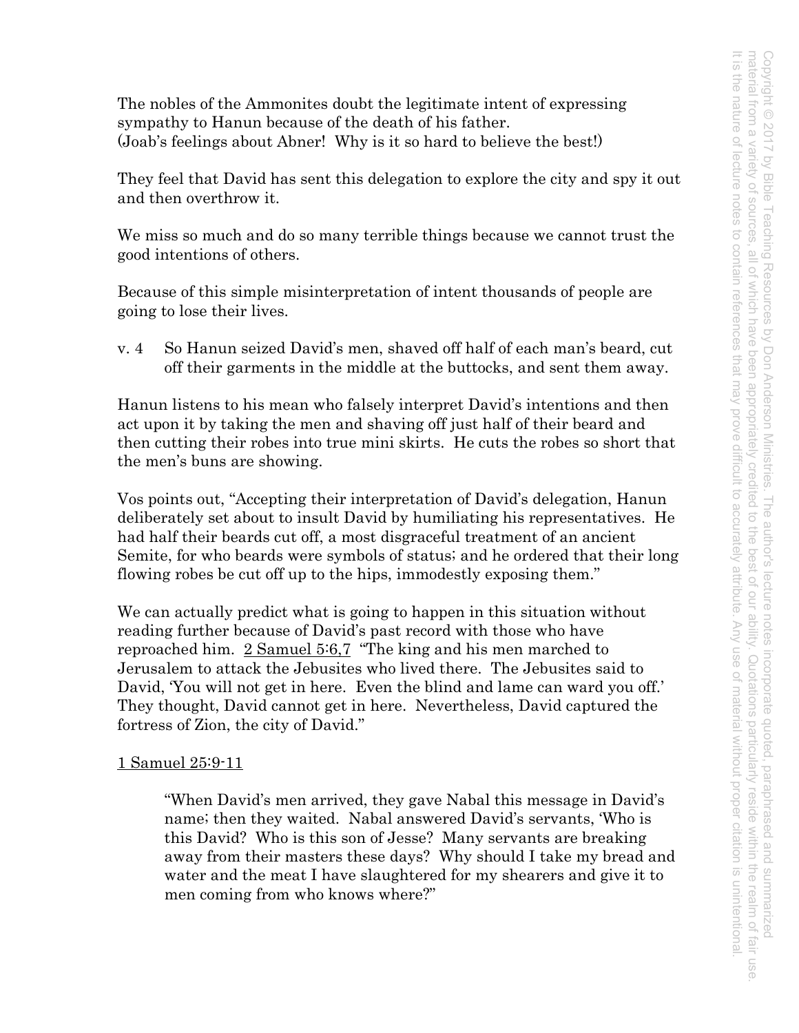The nobles of the Ammonites doubt the legitimate intent of expressing sympathy to Hanun because of the death of his father.
(Joab's feelings about Abner! Why is it so hard to believe the best!)

They feel that David has sent this delegation to explore the city and spy it out and then overthrow it.

We miss so much and do so many terrible things because we cannot trust the good intentions of others.

Because of this simple misinterpretation of intent thousands of people are going to lose their lives.

v. 4 So Hanun seized David's men, shaved off half of each man's beard, cut off their garments in the middle at the buttocks, and sent them away.

Hanun listens to his mean who falsely interpret David's intentions and then act upon it by taking the men and shaving off just half of their beard and then cutting their robes into true mini skirts. He cuts the robes so short that the men's buns are showing.

Vos points out, "Accepting their interpretation of David's delegation, Hanun deliberately set about to insult David by humiliating his representatives. He had half their beards cut off, a most disgraceful treatment of an ancient Semite, for who beards were symbols of status; and he ordered that their long flowing robes be cut off up to the hips, immodestly exposing them."

We can actually predict what is going to happen in this situation without reading further because of David's past record with those who have reproached him. 2 Samuel 5:6,7 "The king and his men marched to Jerusalem to attack the Jebusites who lived there. The Jebusites said to David, 'You will not get in here. Even the blind and lame can ward you off.' They thought, David cannot get in here. Nevertheless, David captured the fortress of Zion, the city of David."

1 Samuel 25:9-11

> "When David's men arrived, they gave Nabal this message in David's name; then they waited. Nabal answered David's servants, 'Who is this David? Who is this son of Jesse? Many servants are breaking away from their masters these days? Why should I take my bread and water and the meat I have slaughtered for my shearers and give it to men coming from who knows where?"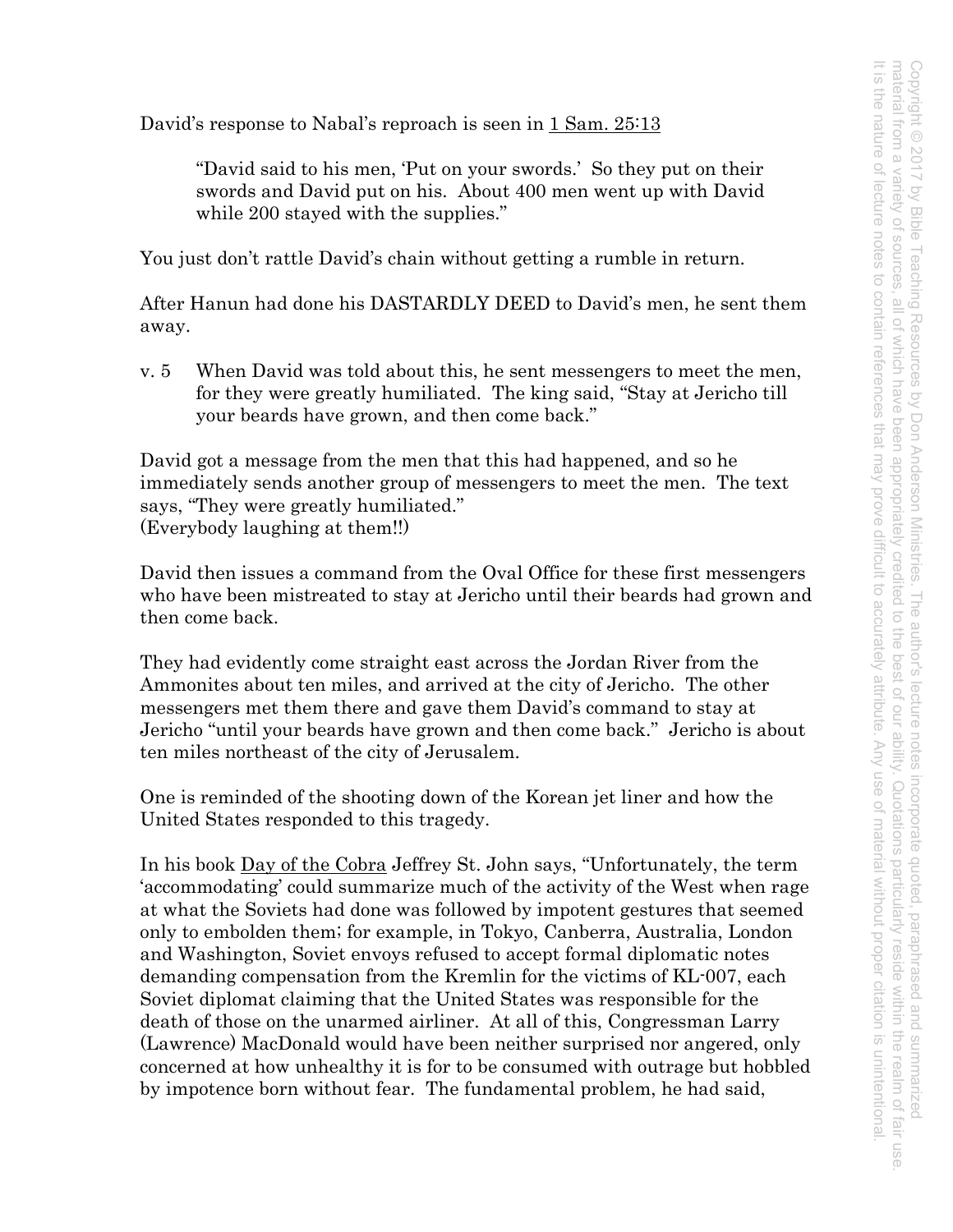David's response to Nabal's reproach is seen in 1 Sam. 25:13

> "David said to his men, 'Put on your swords.' So they put on their swords and David put on his. About 400 men went up with David while 200 stayed with the supplies."

You just don't rattle David's chain without getting a rumble in return.

After Hanun had done his DASTARDLY DEED to David's men, he sent them away.

v. 5 When David was told about this, he sent messengers to meet the men, for they were greatly humiliated. The king said, "Stay at Jericho till your beards have grown, and then come back."

David got a message from the men that this had happened, and so he immediately sends another group of messengers to meet the men. The text says, "They were greatly humiliated."
(Everybody laughing at them!!)

David then issues a command from the Oval Office for these first messengers who have been mistreated to stay at Jericho until their beards had grown and then come back.

They had evidently come straight east across the Jordan River from the Ammonites about ten miles, and arrived at the city of Jericho. The other messengers met them there and gave them David's command to stay at Jericho "until your beards have grown and then come back." Jericho is about ten miles northeast of the city of Jerusalem.

One is reminded of the shooting down of the Korean jet liner and how the United States responded to this tragedy.

In his book Day of the Cobra Jeffrey St. John says, "Unfortunately, the term 'accommodating' could summarize much of the activity of the West when rage at what the Soviets had done was followed by impotent gestures that seemed only to embolden them; for example, in Tokyo, Canberra, Australia, London and Washington, Soviet envoys refused to accept formal diplomatic notes demanding compensation from the Kremlin for the victims of KL-007, each Soviet diplomat claiming that the United States was responsible for the death of those on the unarmed airliner. At all of this, Congressman Larry (Lawrence) MacDonald would have been neither surprised nor angered, only concerned at how unhealthy it is for to be consumed with outrage but hobbled by impotence born without fear. The fundamental problem, he had said,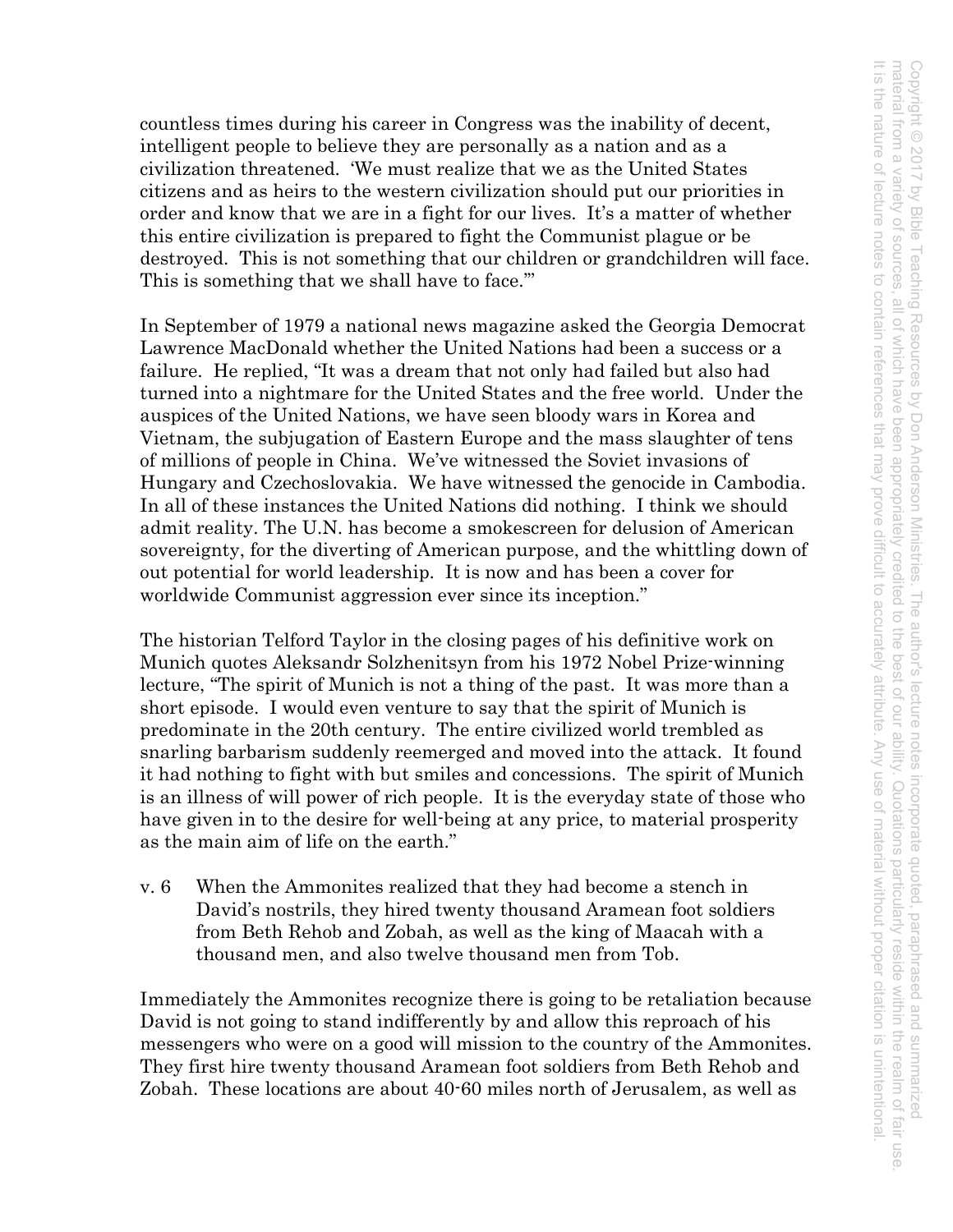countless times during his career in Congress was the inability of decent, intelligent people to believe they are personally as a nation and as a civilization threatened. 'We must realize that we as the United States citizens and as heirs to the western civilization should put our priorities in order and know that we are in a fight for our lives. It's a matter of whether this entire civilization is prepared to fight the Communist plague or be destroyed. This is not something that our children or grandchildren will face. This is something that we shall have to face.'"

In September of 1979 a national news magazine asked the Georgia Democrat Lawrence MacDonald whether the United Nations had been a success or a failure. He replied, "It was a dream that not only had failed but also had turned into a nightmare for the United States and the free world. Under the auspices of the United Nations, we have seen bloody wars in Korea and Vietnam, the subjugation of Eastern Europe and the mass slaughter of tens of millions of people in China. We've witnessed the Soviet invasions of Hungary and Czechoslovakia. We have witnessed the genocide in Cambodia. In all of these instances the United Nations did nothing. I think we should admit reality. The U.N. has become a smokescreen for delusion of American sovereignty, for the diverting of American purpose, and the whittling down of out potential for world leadership. It is now and has been a cover for worldwide Communist aggression ever since its inception."

The historian Telford Taylor in the closing pages of his definitive work on Munich quotes Aleksandr Solzhenitsyn from his 1972 Nobel Prize-winning lecture, "The spirit of Munich is not a thing of the past. It was more than a short episode. I would even venture to say that the spirit of Munich is predominate in the 20th century. The entire civilized world trembled as snarling barbarism suddenly reemerged and moved into the attack. It found it had nothing to fight with but smiles and concessions. The spirit of Munich is an illness of will power of rich people. It is the everyday state of those who have given in to the desire for well-being at any price, to material prosperity as the main aim of life on the earth."

v. 6 When the Ammonites realized that they had become a stench in David's nostrils, they hired twenty thousand Aramean foot soldiers from Beth Rehob and Zobah, as well as the king of Maacah with a thousand men, and also twelve thousand men from Tob.

Immediately the Ammonites recognize there is going to be retaliation because David is not going to stand indifferently by and allow this reproach of his messengers who were on a good will mission to the country of the Ammonites. They first hire twenty thousand Aramean foot soldiers from Beth Rehob and Zobah. These locations are about 40-60 miles north of Jerusalem, as well as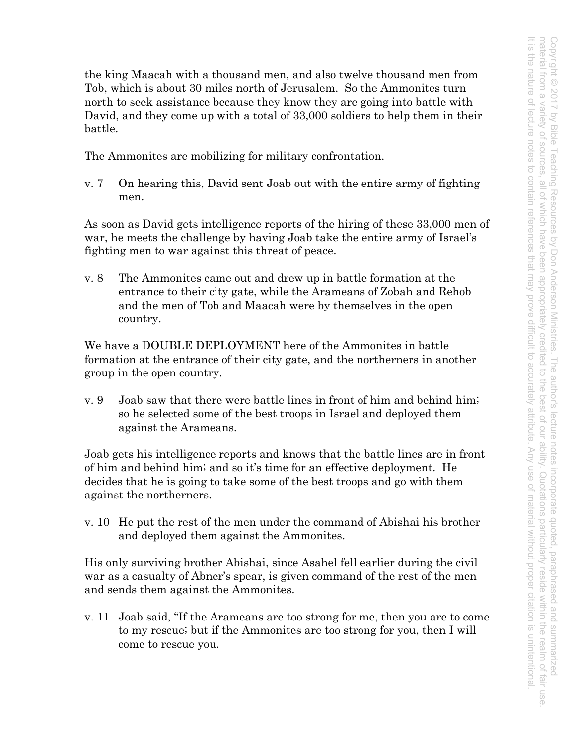the king Maacah with a thousand men, and also twelve thousand men from Tob, which is about 30 miles north of Jerusalem. So the Ammonites turn north to seek assistance because they know they are going into battle with David, and they come up with a total of 33,000 soldiers to help them in their battle.

The Ammonites are mobilizing for military confrontation.

v. 7 On hearing this, David sent Joab out with the entire army of fighting men.

As soon as David gets intelligence reports of the hiring of these 33,000 men of war, he meets the challenge by having Joab take the entire army of Israel's fighting men to war against this threat of peace.

v. 8 The Ammonites came out and drew up in battle formation at the entrance to their city gate, while the Arameans of Zobah and Rehob and the men of Tob and Maacah were by themselves in the open country.

We have a DOUBLE DEPLOYMENT here of the Ammonites in battle formation at the entrance of their city gate, and the northerners in another group in the open country.

v. 9 Joab saw that there were battle lines in front of him and behind him; so he selected some of the best troops in Israel and deployed them against the Arameans.

Joab gets his intelligence reports and knows that the battle lines are in front of him and behind him; and so it's time for an effective deployment. He decides that he is going to take some of the best troops and go with them against the northerners.

v. 10 He put the rest of the men under the command of Abishai his brother and deployed them against the Ammonites.

His only surviving brother Abishai, since Asahel fell earlier during the civil war as a casualty of Abner's spear, is given command of the rest of the men and sends them against the Ammonites.

v. 11 Joab said, "If the Arameans are too strong for me, then you are to come to my rescue; but if the Ammonites are too strong for you, then I will come to rescue you.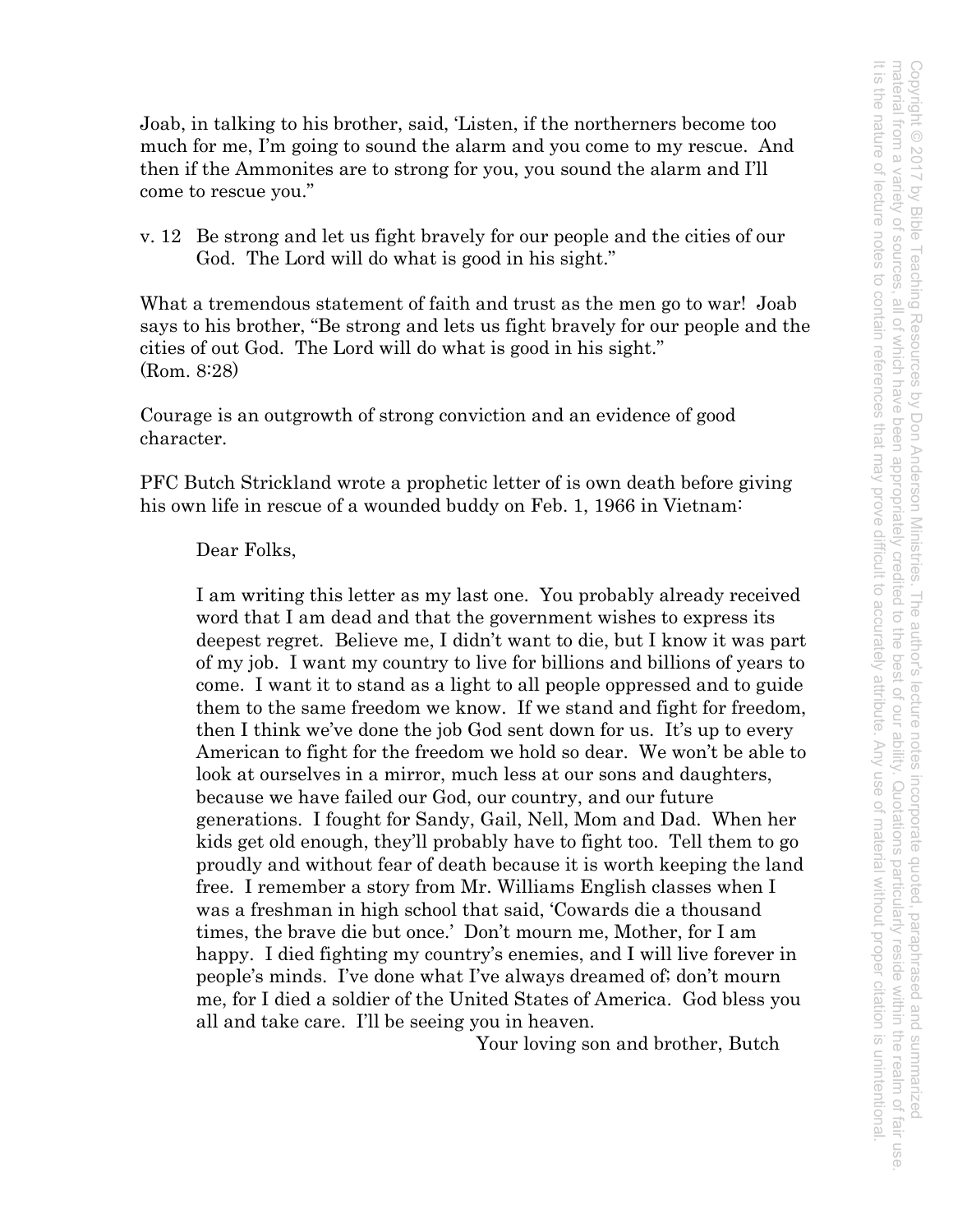Joab, in talking to his brother, said, 'Listen, if the northerners become too much for me, I'm going to sound the alarm and you come to my rescue. And then if the Ammonites are to strong for you, you sound the alarm and I'll come to rescue you."

v. 12 Be strong and let us fight bravely for our people and the cities of our God. The Lord will do what is good in his sight."

What a tremendous statement of faith and trust as the men go to war! Joab says to his brother, "Be strong and lets us fight bravely for our people and the cities of out God. The Lord will do what is good in his sight."
(Rom. 8:28)

Courage is an outgrowth of strong conviction and an evidence of good character.

PFC Butch Strickland wrote a prophetic letter of is own death before giving his own life in rescue of a wounded buddy on Feb. 1, 1966 in Vietnam:

> Dear Folks,
>
> I am writing this letter as my last one. You probably already received word that I am dead and that the government wishes to express its deepest regret. Believe me, I didn't want to die, but I know it was part of my job. I want my country to live for billions and billions of years to come. I want it to stand as a light to all people oppressed and to guide them to the same freedom we know. If we stand and fight for freedom, then I think we've done the job God sent down for us. It's up to every American to fight for the freedom we hold so dear. We won't be able to look at ourselves in a mirror, much less at our sons and daughters, because we have failed our God, our country, and our future generations. I fought for Sandy, Gail, Nell, Mom and Dad. When her kids get old enough, they'll probably have to fight too. Tell them to go proudly and without fear of death because it is worth keeping the land free. I remember a story from Mr. Williams English classes when I was a freshman in high school that said, 'Cowards die a thousand times, the brave die but once.' Don't mourn me, Mother, for I am happy. I died fighting my country's enemies, and I will live forever in people's minds. I've done what I've always dreamed of; don't mourn me, for I died a soldier of the United States of America. God bless you all and take care. I'll be seeing you in heaven.
>
> Your loving son and brother, Butch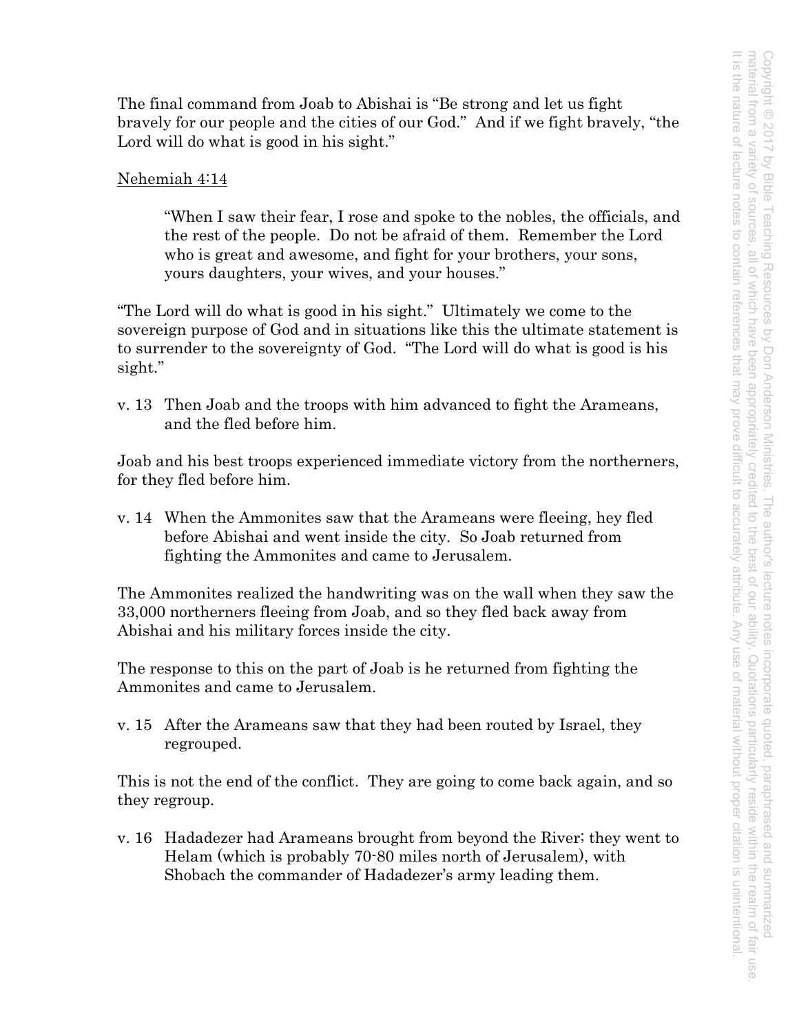The final command from Joab to Abishai is "Be strong and let us fight bravely for our people and the cities of our God." And if we fight bravely, "the Lord will do what is good in his sight."

Nehemiah 4:14

> "When I saw their fear, I rose and spoke to the nobles, the officials, and the rest of the people. Do not be afraid of them. Remember the Lord who is great and awesome, and fight for your brothers, your sons, yours daughters, your wives, and your houses."

"The Lord will do what is good in his sight." Ultimately we come to the sovereign purpose of God and in situations like this the ultimate statement is to surrender to the sovereignty of God. "The Lord will do what is good is his sight."

v. 13 Then Joab and the troops with him advanced to fight the Arameans, and the fled before him.

Joab and his best troops experienced immediate victory from the northerners, for they fled before him.

v. 14 When the Ammonites saw that the Arameans were fleeing, hey fled before Abishai and went inside the city. So Joab returned from fighting the Ammonites and came to Jerusalem.

The Ammonites realized the handwriting was on the wall when they saw the 33,000 northerners fleeing from Joab, and so they fled back away from Abishai and his military forces inside the city.

The response to this on the part of Joab is he returned from fighting the Ammonites and came to Jerusalem.

v. 15 After the Arameans saw that they had been routed by Israel, they regrouped.

This is not the end of the conflict. They are going to come back again, and so they regroup.

v. 16 Hadadezer had Arameans brought from beyond the River; they went to Helam (which is probably 70-80 miles north of Jerusalem), with Shobach the commander of Hadadezer's army leading them.

Copyright © 2017 by Bible Teaching Resources by Don Anderson Ministries. The author's lecture notes incorporate quoted, paraphrased and summarized material from a variety of sources, all of which have been appropriately credited to the best of our ability. Quotations particularly reside within the realm of fair use. It is the nature of lecture notes to contain references that may prove difficult to accurately attribute. Any use of material without proper citation is unintentional.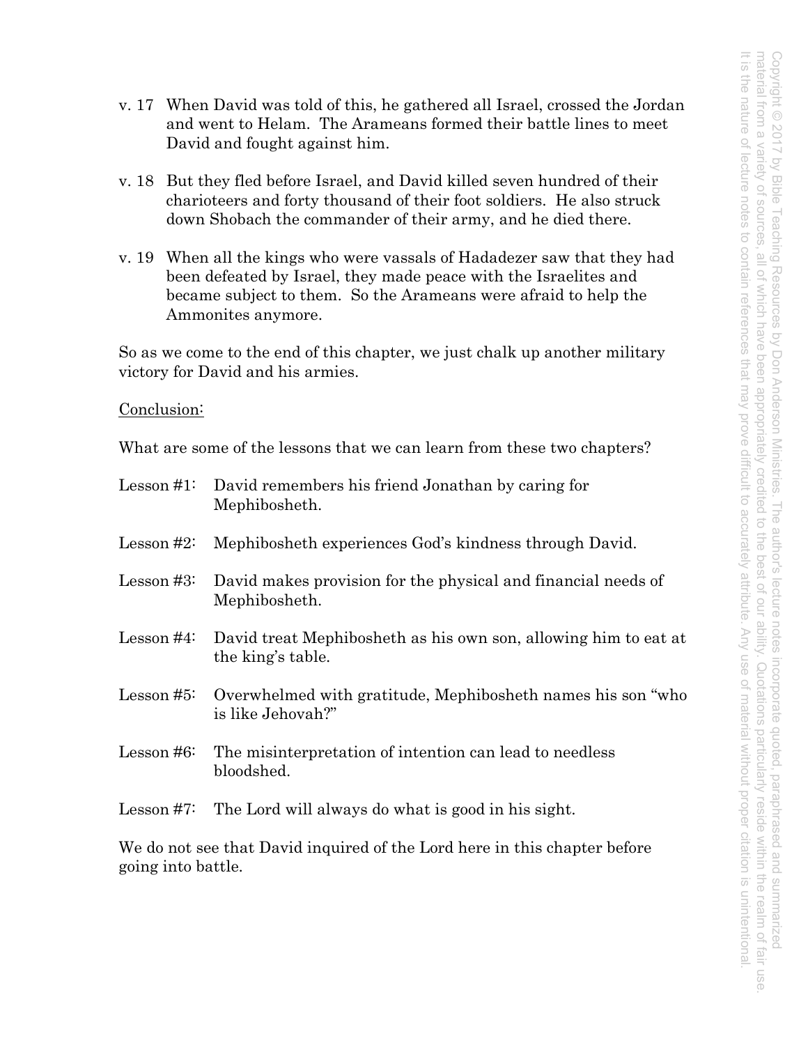v. 17 When David was told of this, he gathered all Israel, crossed the Jordan and went to Helam. The Arameans formed their battle lines to meet David and fought against him.

v. 18 But they fled before Israel, and David killed seven hundred of their charioteers and forty thousand of their foot soldiers. He also struck down Shobach the commander of their army, and he died there.

v. 19 When all the kings who were vassals of Hadadezer saw that they had been defeated by Israel, they made peace with the Israelites and became subject to them. So the Arameans were afraid to help the Ammonites anymore.

So as we come to the end of this chapter, we just chalk up another military victory for David and his armies.

Conclusion:

What are some of the lessons that we can learn from these two chapters?

Lesson #1: David remembers his friend Jonathan by caring for Mephibosheth.

Lesson #2: Mephibosheth experiences God's kindness through David.

Lesson #3: David makes provision for the physical and financial needs of Mephibosheth.

Lesson #4: David treat Mephibosheth as his own son, allowing him to eat at the king's table.

Lesson #5: Overwhelmed with gratitude, Mephibosheth names his son "who is like Jehovah?"

Lesson #6: The misinterpretation of intention can lead to needless bloodshed.

Lesson #7: The Lord will always do what is good in his sight.

We do not see that David inquired of the Lord here in this chapter before going into battle.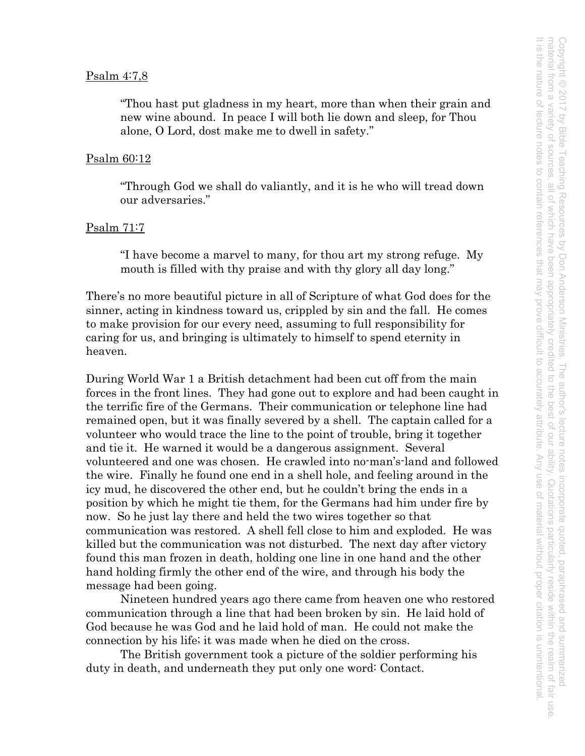Psalm 4:7,8

> "Thou hast put gladness in my heart, more than when their grain and new wine abound. In peace I will both lie down and sleep, for Thou alone, O Lord, dost make me to dwell in safety."

Psalm 60:12

> "Through God we shall do valiantly, and it is he who will tread down our adversaries."

Psalm 71:7

> "I have become a marvel to many, for thou art my strong refuge. My mouth is filled with thy praise and with thy glory all day long."

There's no more beautiful picture in all of Scripture of what God does for the sinner, acting in kindness toward us, crippled by sin and the fall. He comes to make provision for our every need, assuming to full responsibility for caring for us, and bringing is ultimately to himself to spend eternity in heaven.

During World War 1 a British detachment had been cut off from the main forces in the front lines. They had gone out to explore and had been caught in the terrific fire of the Germans. Their communication or telephone line had remained open, but it was finally severed by a shell. The captain called for a volunteer who would trace the line to the point of trouble, bring it together and tie it. He warned it would be a dangerous assignment. Several volunteered and one was chosen. He crawled into no-man's-land and followed the wire. Finally he found one end in a shell hole, and feeling around in the icy mud, he discovered the other end, but he couldn't bring the ends in a position by which he might tie them, for the Germans had him under fire by now. So he just lay there and held the two wires together so that communication was restored. A shell fell close to him and exploded. He was killed but the communication was not disturbed. The next day after victory found this man frozen in death, holding one line in one hand and the other hand holding firmly the other end of the wire, and through his body the message had been going.

Nineteen hundred years ago there came from heaven one who restored communication through a line that had been broken by sin. He laid hold of God because he was God and he laid hold of man. He could not make the connection by his life; it was made when he died on the cross.

The British government took a picture of the soldier performing his duty in death, and underneath they put only one word: Contact.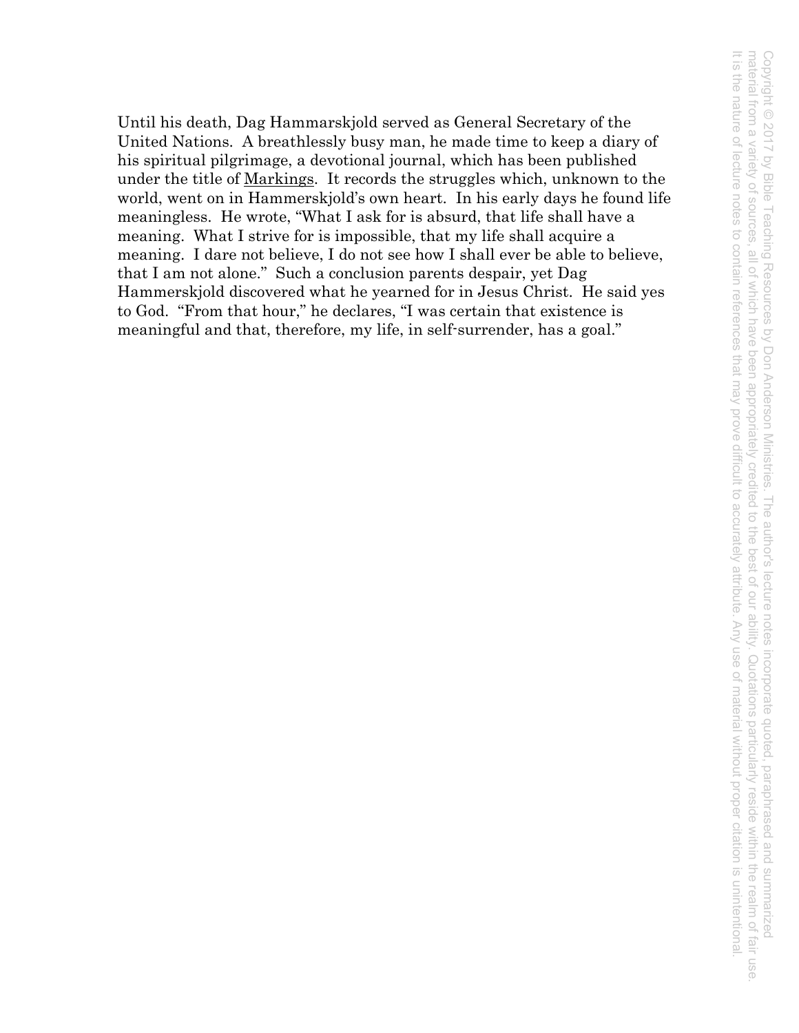Until his death, Dag Hammarskjold served as General Secretary of the United Nations. A breathlessly busy man, he made time to keep a diary of his spiritual pilgrimage, a devotional journal, which has been published under the title of Markings. It records the struggles which, unknown to the world, went on in Hammerskjold's own heart. In his early days he found life meaningless. He wrote, "What I ask for is absurd, that life shall have a meaning. What I strive for is impossible, that my life shall acquire a meaning. I dare not believe, I do not see how I shall ever be able to believe, that I am not alone." Such a conclusion parents despair, yet Dag Hammerskjold discovered what he yearned for in Jesus Christ. He said yes to God. "From that hour," he declares, "I was certain that existence is meaningful and that, therefore, my life, in self-surrender, has a goal."